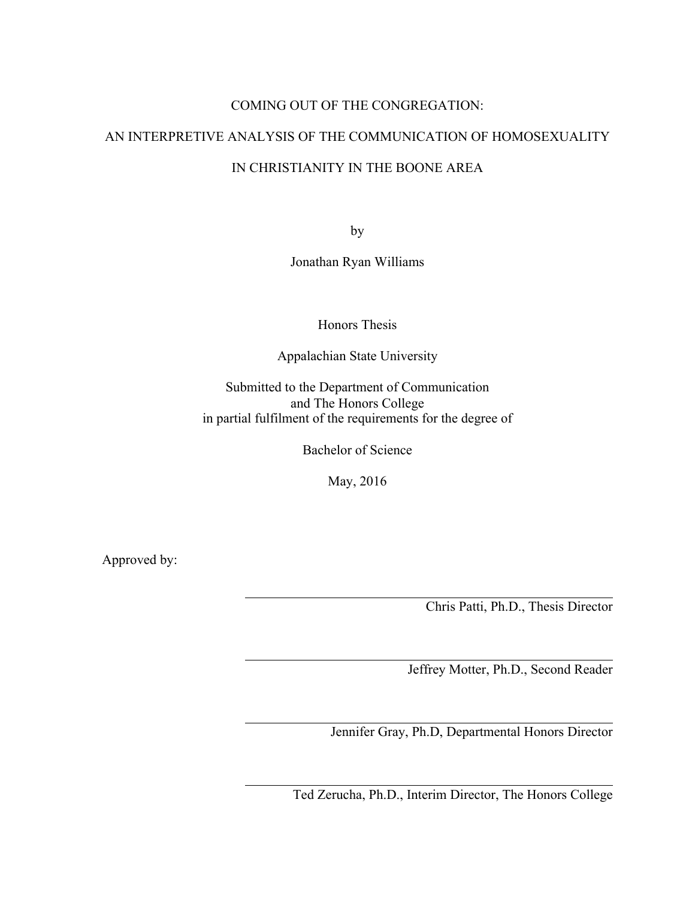# COMING OUT OF THE CONGREGATION:

# AN INTERPRETIVE ANALYSIS OF THE COMMUNICATION OF HOMOSEXUALITY IN CHRISTIANITY IN THE BOONE AREA

by

Jonathan Ryan Williams

Honors Thesis

Appalachian State University

Submitted to the Department of Communication
and The Honors College
in partial fulfilment of the requirements for the degree of

Bachelor of Science

May, 2016

Approved by:

Chris Patti, Ph.D., Thesis Director

Jeffrey Motter, Ph.D., Second Reader

Jennifer Gray, Ph.D, Departmental Honors Director

Ted Zerucha, Ph.D., Interim Director, The Honors College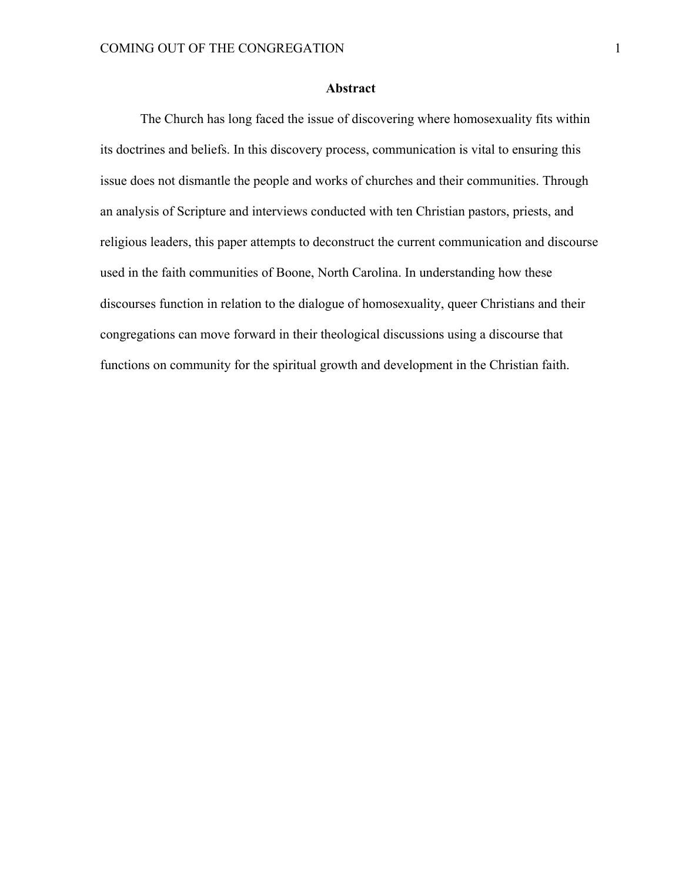## Abstract

The Church has long faced the issue of discovering where homosexuality fits within its doctrines and beliefs. In this discovery process, communication is vital to ensuring this issue does not dismantle the people and works of churches and their communities. Through an analysis of Scripture and interviews conducted with ten Christian pastors, priests, and religious leaders, this paper attempts to deconstruct the current communication and discourse used in the faith communities of Boone, North Carolina. In understanding how these discourses function in relation to the dialogue of homosexuality, queer Christians and their congregations can move forward in their theological discussions using a discourse that functions on community for the spiritual growth and development in the Christian faith.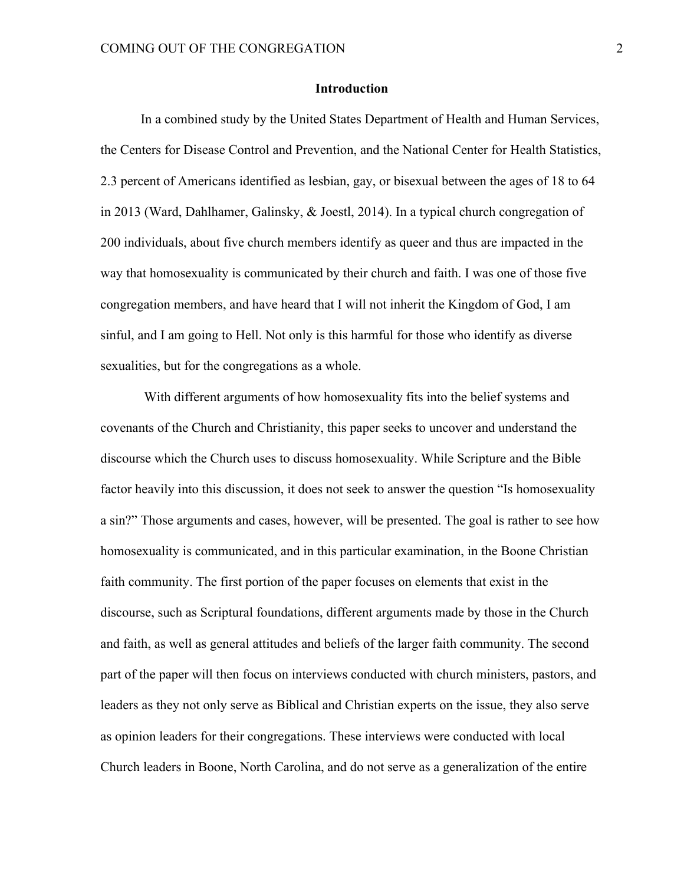## Introduction

In a combined study by the United States Department of Health and Human Services, the Centers for Disease Control and Prevention, and the National Center for Health Statistics, 2.3 percent of Americans identified as lesbian, gay, or bisexual between the ages of 18 to 64 in 2013 (Ward, Dahlhamer, Galinsky, & Joestl, 2014). In a typical church congregation of 200 individuals, about five church members identify as queer and thus are impacted in the way that homosexuality is communicated by their church and faith. I was one of those five congregation members, and have heard that I will not inherit the Kingdom of God, I am sinful, and I am going to Hell. Not only is this harmful for those who identify as diverse sexualities, but for the congregations as a whole.

With different arguments of how homosexuality fits into the belief systems and covenants of the Church and Christianity, this paper seeks to uncover and understand the discourse which the Church uses to discuss homosexuality. While Scripture and the Bible factor heavily into this discussion, it does not seek to answer the question "Is homosexuality a sin?" Those arguments and cases, however, will be presented. The goal is rather to see how homosexuality is communicated, and in this particular examination, in the Boone Christian faith community. The first portion of the paper focuses on elements that exist in the discourse, such as Scriptural foundations, different arguments made by those in the Church and faith, as well as general attitudes and beliefs of the larger faith community. The second part of the paper will then focus on interviews conducted with church ministers, pastors, and leaders as they not only serve as Biblical and Christian experts on the issue, they also serve as opinion leaders for their congregations. These interviews were conducted with local Church leaders in Boone, North Carolina, and do not serve as a generalization of the entire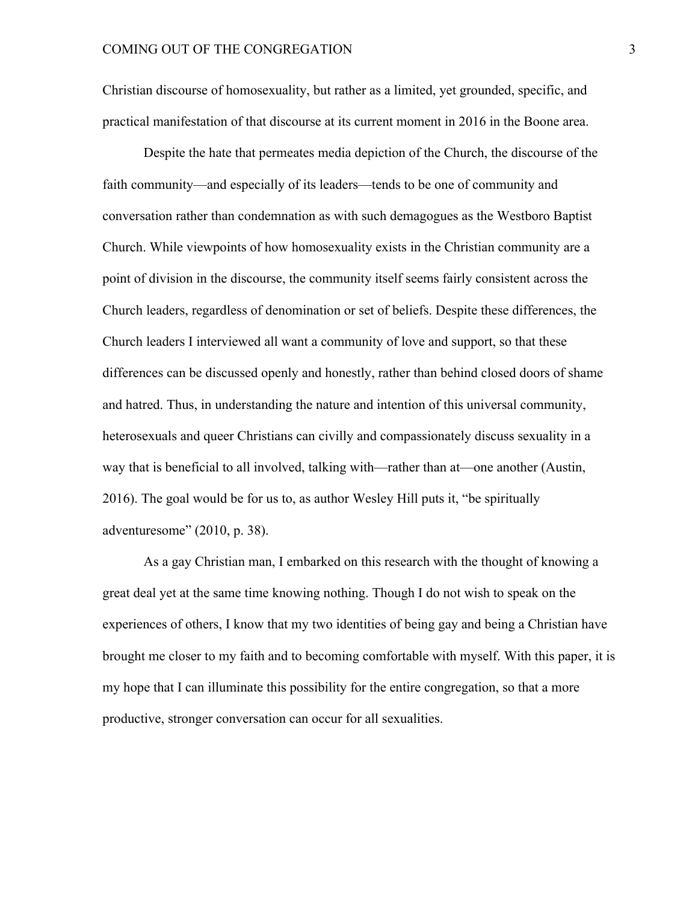Christian discourse of homosexuality, but rather as a limited, yet grounded, specific, and practical manifestation of that discourse at its current moment in 2016 in the Boone area.

Despite the hate that permeates media depiction of the Church, the discourse of the faith community—and especially of its leaders—tends to be one of community and conversation rather than condemnation as with such demagogues as the Westboro Baptist Church. While viewpoints of how homosexuality exists in the Christian community are a point of division in the discourse, the community itself seems fairly consistent across the Church leaders, regardless of denomination or set of beliefs. Despite these differences, the Church leaders I interviewed all want a community of love and support, so that these differences can be discussed openly and honestly, rather than behind closed doors of shame and hatred. Thus, in understanding the nature and intention of this universal community, heterosexuals and queer Christians can civilly and compassionately discuss sexuality in a way that is beneficial to all involved, talking with—rather than at—one another (Austin, 2016). The goal would be for us to, as author Wesley Hill puts it, "be spiritually adventuresome" (2010, p. 38).

As a gay Christian man, I embarked on this research with the thought of knowing a great deal yet at the same time knowing nothing. Though I do not wish to speak on the experiences of others, I know that my two identities of being gay and being a Christian have brought me closer to my faith and to becoming comfortable with myself. With this paper, it is my hope that I can illuminate this possibility for the entire congregation, so that a more productive, stronger conversation can occur for all sexualities.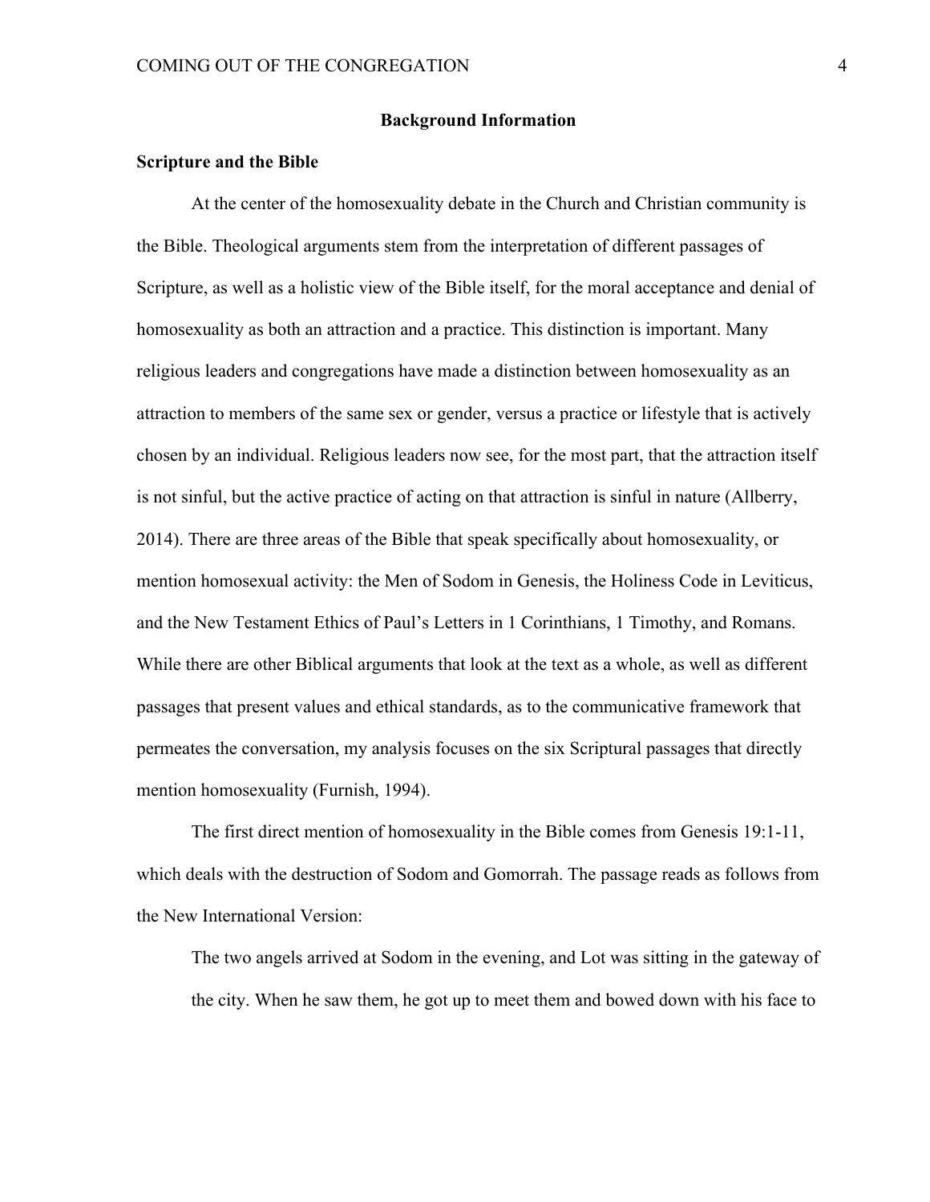## Background Information

### Scripture and the Bible

At the center of the homosexuality debate in the Church and Christian community is the Bible. Theological arguments stem from the interpretation of different passages of Scripture, as well as a holistic view of the Bible itself, for the moral acceptance and denial of homosexuality as both an attraction and a practice. This distinction is important. Many religious leaders and congregations have made a distinction between homosexuality as an attraction to members of the same sex or gender, versus a practice or lifestyle that is actively chosen by an individual. Religious leaders now see, for the most part, that the attraction itself is not sinful, but the active practice of acting on that attraction is sinful in nature (Allberry, 2014). There are three areas of the Bible that speak specifically about homosexuality, or mention homosexual activity: the Men of Sodom in Genesis, the Holiness Code in Leviticus, and the New Testament Ethics of Paul's Letters in 1 Corinthians, 1 Timothy, and Romans. While there are other Biblical arguments that look at the text as a whole, as well as different passages that present values and ethical standards, as to the communicative framework that permeates the conversation, my analysis focuses on the six Scriptural passages that directly mention homosexuality (Furnish, 1994).

The first direct mention of homosexuality in the Bible comes from Genesis 19:1-11, which deals with the destruction of Sodom and Gomorrah. The passage reads as follows from the New International Version:

> The two angels arrived at Sodom in the evening, and Lot was sitting in the gateway of the city. When he saw them, he got up to meet them and bowed down with his face to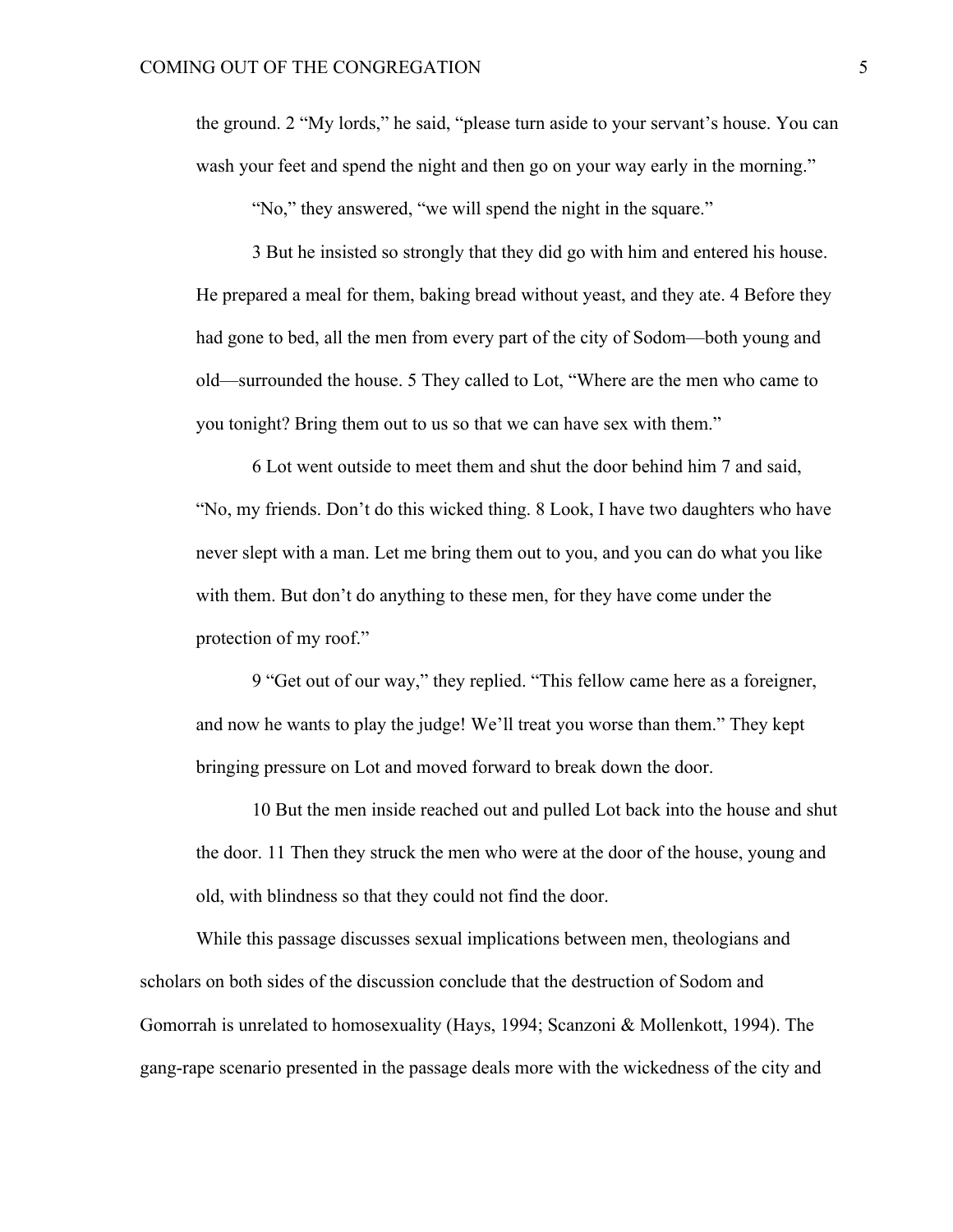> the ground. 2 “My lords,” he said, “please turn aside to your servant’s house. You can wash your feet and spend the night and then go on your way early in the morning.”
>
> “No,” they answered, “we will spend the night in the square.”
>
> 3 But he insisted so strongly that they did go with him and entered his house. He prepared a meal for them, baking bread without yeast, and they ate. 4 Before they had gone to bed, all the men from every part of the city of Sodom—both young and old—surrounded the house. 5 They called to Lot, “Where are the men who came to you tonight? Bring them out to us so that we can have sex with them.”
>
> 6 Lot went outside to meet them and shut the door behind him 7 and said, “No, my friends. Don’t do this wicked thing. 8 Look, I have two daughters who have never slept with a man. Let me bring them out to you, and you can do what you like with them. But don’t do anything to these men, for they have come under the protection of my roof.”
>
> 9 “Get out of our way,” they replied. “This fellow came here as a foreigner, and now he wants to play the judge! We’ll treat you worse than them.” They kept bringing pressure on Lot and moved forward to break down the door.
>
> 10 But the men inside reached out and pulled Lot back into the house and shut the door. 11 Then they struck the men who were at the door of the house, young and old, with blindness so that they could not find the door.

While this passage discusses sexual implications between men, theologians and scholars on both sides of the discussion conclude that the destruction of Sodom and Gomorrah is unrelated to homosexuality (Hays, 1994; Scanzoni & Mollenkott, 1994). The gang-rape scenario presented in the passage deals more with the wickedness of the city and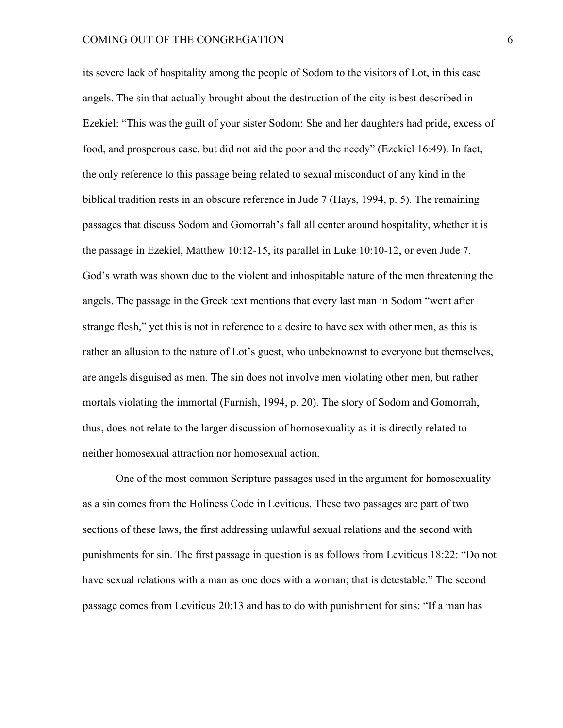its severe lack of hospitality among the people of Sodom to the visitors of Lot, in this case angels. The sin that actually brought about the destruction of the city is best described in Ezekiel: "This was the guilt of your sister Sodom: She and her daughters had pride, excess of food, and prosperous ease, but did not aid the poor and the needy" (Ezekiel 16:49). In fact, the only reference to this passage being related to sexual misconduct of any kind in the biblical tradition rests in an obscure reference in Jude 7 (Hays, 1994, p. 5). The remaining passages that discuss Sodom and Gomorrah's fall all center around hospitality, whether it is the passage in Ezekiel, Matthew 10:12-15, its parallel in Luke 10:10-12, or even Jude 7. God's wrath was shown due to the violent and inhospitable nature of the men threatening the angels. The passage in the Greek text mentions that every last man in Sodom "went after strange flesh," yet this is not in reference to a desire to have sex with other men, as this is rather an allusion to the nature of Lot's guest, who unbeknownst to everyone but themselves, are angels disguised as men. The sin does not involve men violating other men, but rather mortals violating the immortal (Furnish, 1994, p. 20). The story of Sodom and Gomorrah, thus, does not relate to the larger discussion of homosexuality as it is directly related to neither homosexual attraction nor homosexual action.

One of the most common Scripture passages used in the argument for homosexuality as a sin comes from the Holiness Code in Leviticus. These two passages are part of two sections of these laws, the first addressing unlawful sexual relations and the second with punishments for sin. The first passage in question is as follows from Leviticus 18:22: "Do not have sexual relations with a man as one does with a woman; that is detestable." The second passage comes from Leviticus 20:13 and has to do with punishment for sins: "If a man has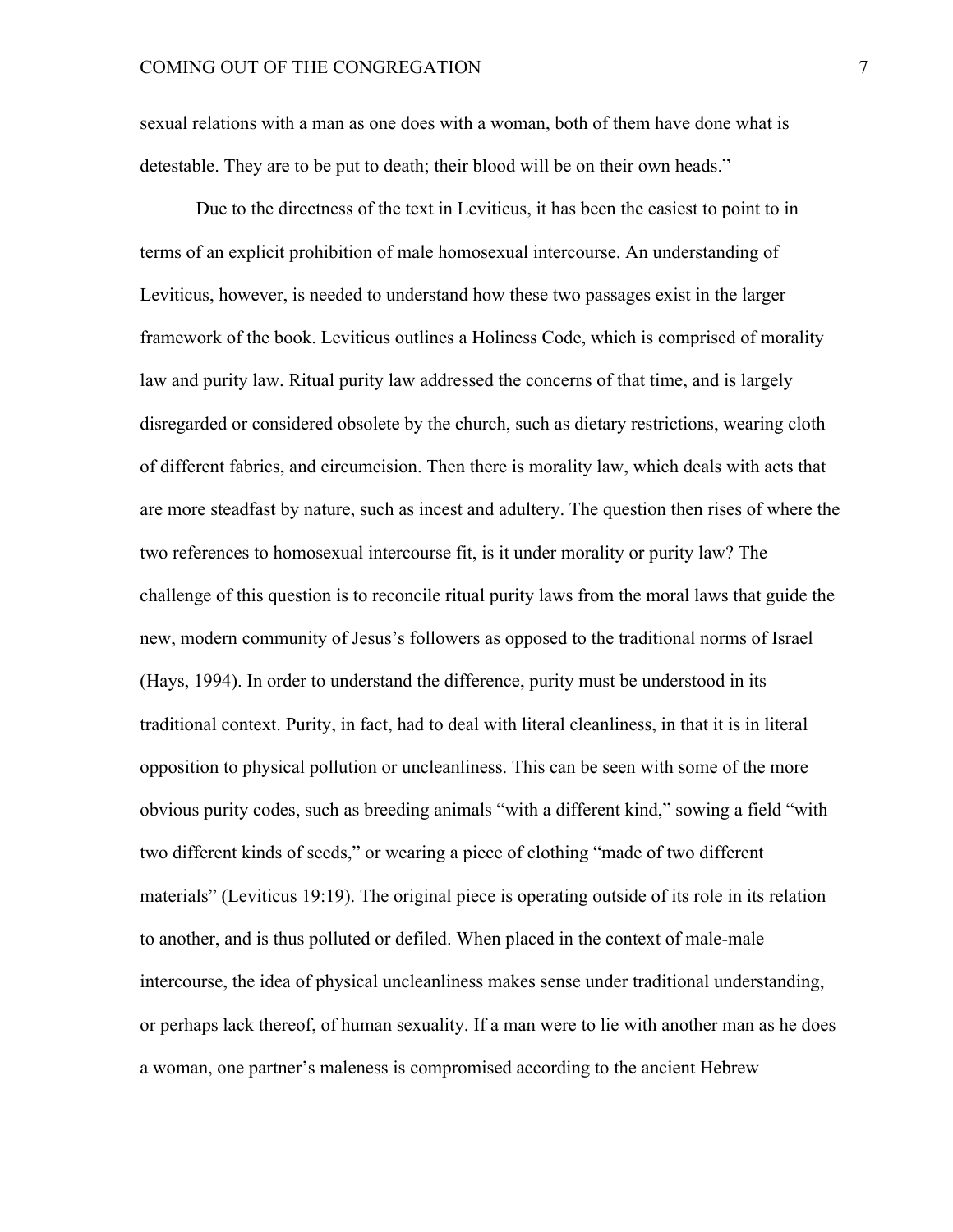sexual relations with a man as one does with a woman, both of them have done what is detestable. They are to be put to death; their blood will be on their own heads."

Due to the directness of the text in Leviticus, it has been the easiest to point to in terms of an explicit prohibition of male homosexual intercourse. An understanding of Leviticus, however, is needed to understand how these two passages exist in the larger framework of the book. Leviticus outlines a Holiness Code, which is comprised of morality law and purity law. Ritual purity law addressed the concerns of that time, and is largely disregarded or considered obsolete by the church, such as dietary restrictions, wearing cloth of different fabrics, and circumcision. Then there is morality law, which deals with acts that are more steadfast by nature, such as incest and adultery. The question then rises of where the two references to homosexual intercourse fit, is it under morality or purity law? The challenge of this question is to reconcile ritual purity laws from the moral laws that guide the new, modern community of Jesus's followers as opposed to the traditional norms of Israel (Hays, 1994). In order to understand the difference, purity must be understood in its traditional context. Purity, in fact, had to deal with literal cleanliness, in that it is in literal opposition to physical pollution or uncleanliness. This can be seen with some of the more obvious purity codes, such as breeding animals "with a different kind," sowing a field "with two different kinds of seeds," or wearing a piece of clothing "made of two different materials" (Leviticus 19:19). The original piece is operating outside of its role in its relation to another, and is thus polluted or defiled. When placed in the context of male-male intercourse, the idea of physical uncleanliness makes sense under traditional understanding, or perhaps lack thereof, of human sexuality. If a man were to lie with another man as he does a woman, one partner's maleness is compromised according to the ancient Hebrew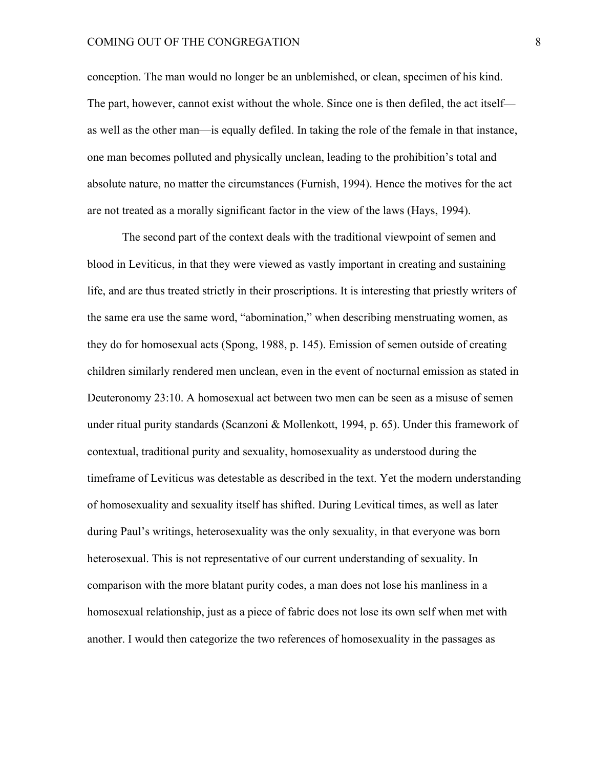conception. The man would no longer be an unblemished, or clean, specimen of his kind. The part, however, cannot exist without the whole. Since one is then defiled, the act itself—as well as the other man—is equally defiled. In taking the role of the female in that instance, one man becomes polluted and physically unclean, leading to the prohibition's total and absolute nature, no matter the circumstances (Furnish, 1994). Hence the motives for the act are not treated as a morally significant factor in the view of the laws (Hays, 1994).

The second part of the context deals with the traditional viewpoint of semen and blood in Leviticus, in that they were viewed as vastly important in creating and sustaining life, and are thus treated strictly in their proscriptions. It is interesting that priestly writers of the same era use the same word, "abomination," when describing menstruating women, as they do for homosexual acts (Spong, 1988, p. 145). Emission of semen outside of creating children similarly rendered men unclean, even in the event of nocturnal emission as stated in Deuteronomy 23:10. A homosexual act between two men can be seen as a misuse of semen under ritual purity standards (Scanzoni & Mollenkott, 1994, p. 65). Under this framework of contextual, traditional purity and sexuality, homosexuality as understood during the timeframe of Leviticus was detestable as described in the text. Yet the modern understanding of homosexuality and sexuality itself has shifted. During Levitical times, as well as later during Paul's writings, heterosexuality was the only sexuality, in that everyone was born heterosexual. This is not representative of our current understanding of sexuality. In comparison with the more blatant purity codes, a man does not lose his manliness in a homosexual relationship, just as a piece of fabric does not lose its own self when met with another. I would then categorize the two references of homosexuality in the passages as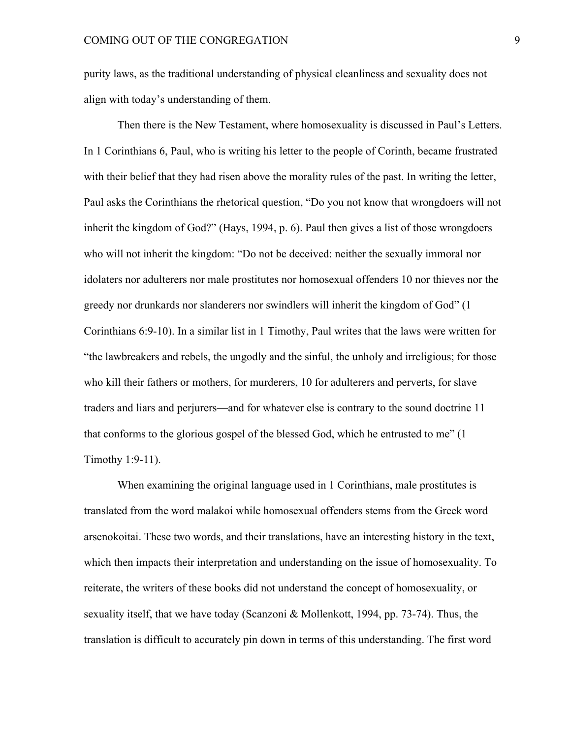purity laws, as the traditional understanding of physical cleanliness and sexuality does not align with today's understanding of them.

Then there is the New Testament, where homosexuality is discussed in Paul's Letters. In 1 Corinthians 6, Paul, who is writing his letter to the people of Corinth, became frustrated with their belief that they had risen above the morality rules of the past. In writing the letter, Paul asks the Corinthians the rhetorical question, "Do you not know that wrongdoers will not inherit the kingdom of God?" (Hays, 1994, p. 6). Paul then gives a list of those wrongdoers who will not inherit the kingdom: "Do not be deceived: neither the sexually immoral nor idolaters nor adulterers nor male prostitutes nor homosexual offenders 10 nor thieves nor the greedy nor drunkards nor slanderers nor swindlers will inherit the kingdom of God" (1 Corinthians 6:9-10). In a similar list in 1 Timothy, Paul writes that the laws were written for "the lawbreakers and rebels, the ungodly and the sinful, the unholy and irreligious; for those who kill their fathers or mothers, for murderers, 10 for adulterers and perverts, for slave traders and liars and perjurers—and for whatever else is contrary to the sound doctrine 11 that conforms to the glorious gospel of the blessed God, which he entrusted to me" (1 Timothy 1:9-11).

When examining the original language used in 1 Corinthians, male prostitutes is translated from the word malakoi while homosexual offenders stems from the Greek word arsenokoitai. These two words, and their translations, have an interesting history in the text, which then impacts their interpretation and understanding on the issue of homosexuality. To reiterate, the writers of these books did not understand the concept of homosexuality, or sexuality itself, that we have today (Scanzoni & Mollenkott, 1994, pp. 73-74). Thus, the translation is difficult to accurately pin down in terms of this understanding. The first word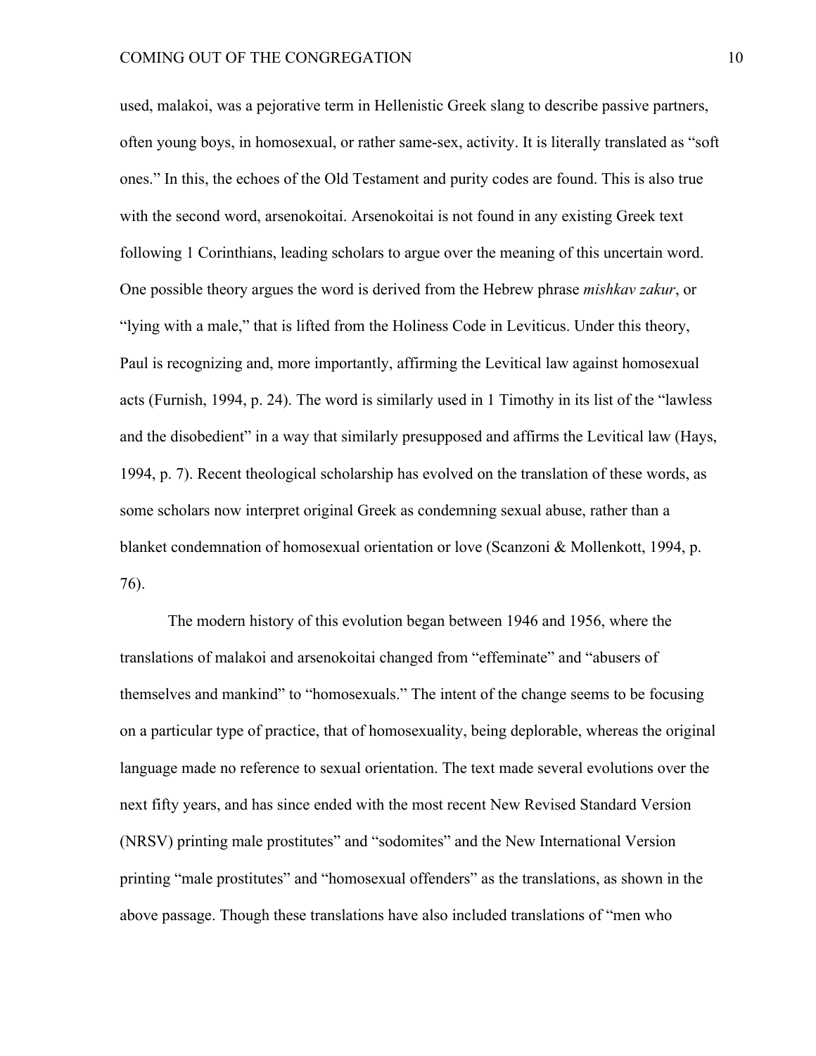used, malakoi, was a pejorative term in Hellenistic Greek slang to describe passive partners, often young boys, in homosexual, or rather same-sex, activity. It is literally translated as "soft ones." In this, the echoes of the Old Testament and purity codes are found. This is also true with the second word, arsenokoitai. Arsenokoitai is not found in any existing Greek text following 1 Corinthians, leading scholars to argue over the meaning of this uncertain word. One possible theory argues the word is derived from the Hebrew phrase *mishkav zakur*, or "lying with a male," that is lifted from the Holiness Code in Leviticus. Under this theory, Paul is recognizing and, more importantly, affirming the Levitical law against homosexual acts (Furnish, 1994, p. 24). The word is similarly used in 1 Timothy in its list of the "lawless and the disobedient" in a way that similarly presupposed and affirms the Levitical law (Hays, 1994, p. 7). Recent theological scholarship has evolved on the translation of these words, as some scholars now interpret original Greek as condemning sexual abuse, rather than a blanket condemnation of homosexual orientation or love (Scanzoni & Mollenkott, 1994, p. 76).

The modern history of this evolution began between 1946 and 1956, where the translations of malakoi and arsenokoitai changed from "effeminate" and "abusers of themselves and mankind" to "homosexuals." The intent of the change seems to be focusing on a particular type of practice, that of homosexuality, being deplorable, whereas the original language made no reference to sexual orientation. The text made several evolutions over the next fifty years, and has since ended with the most recent New Revised Standard Version (NRSV) printing male prostitutes" and "sodomites" and the New International Version printing "male prostitutes" and "homosexual offenders" as the translations, as shown in the above passage. Though these translations have also included translations of "men who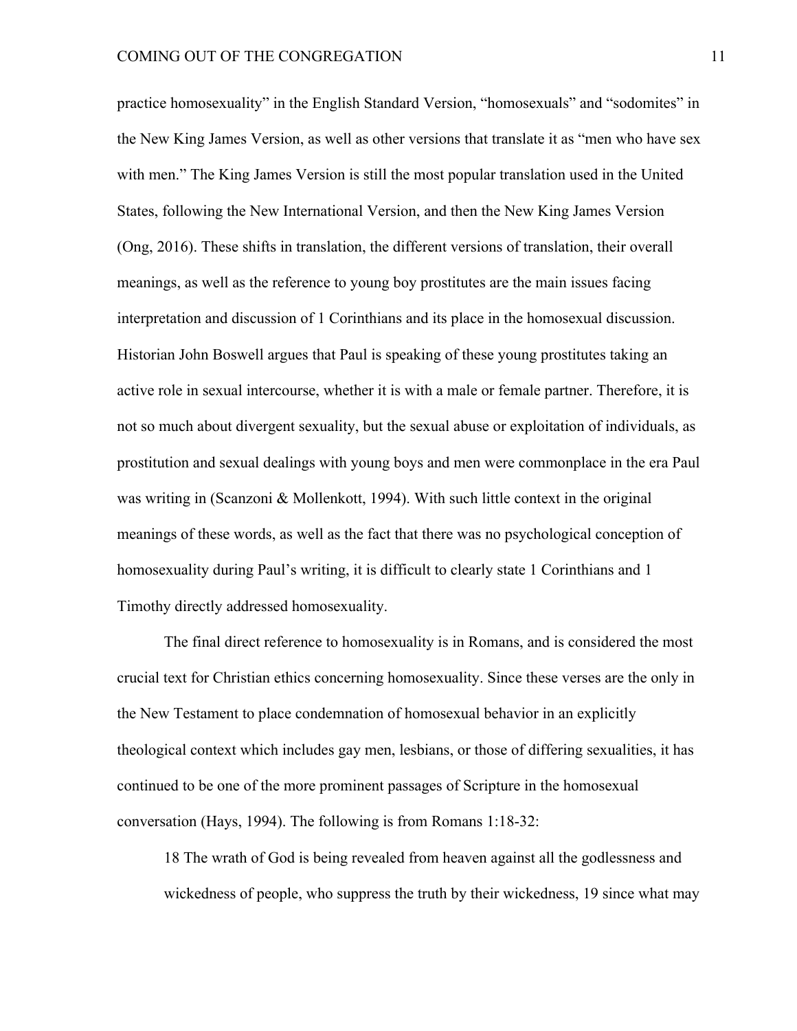practice homosexuality" in the English Standard Version, "homosexuals" and "sodomites" in the New King James Version, as well as other versions that translate it as "men who have sex with men." The King James Version is still the most popular translation used in the United States, following the New International Version, and then the New King James Version (Ong, 2016). These shifts in translation, the different versions of translation, their overall meanings, as well as the reference to young boy prostitutes are the main issues facing interpretation and discussion of 1 Corinthians and its place in the homosexual discussion. Historian John Boswell argues that Paul is speaking of these young prostitutes taking an active role in sexual intercourse, whether it is with a male or female partner. Therefore, it is not so much about divergent sexuality, but the sexual abuse or exploitation of individuals, as prostitution and sexual dealings with young boys and men were commonplace in the era Paul was writing in (Scanzoni & Mollenkott, 1994). With such little context in the original meanings of these words, as well as the fact that there was no psychological conception of homosexuality during Paul's writing, it is difficult to clearly state 1 Corinthians and 1 Timothy directly addressed homosexuality.

The final direct reference to homosexuality is in Romans, and is considered the most crucial text for Christian ethics concerning homosexuality. Since these verses are the only in the New Testament to place condemnation of homosexual behavior in an explicitly theological context which includes gay men, lesbians, or those of differing sexualities, it has continued to be one of the more prominent passages of Scripture in the homosexual conversation (Hays, 1994). The following is from Romans 1:18-32:

> 18 The wrath of God is being revealed from heaven against all the godlessness and wickedness of people, who suppress the truth by their wickedness, 19 since what may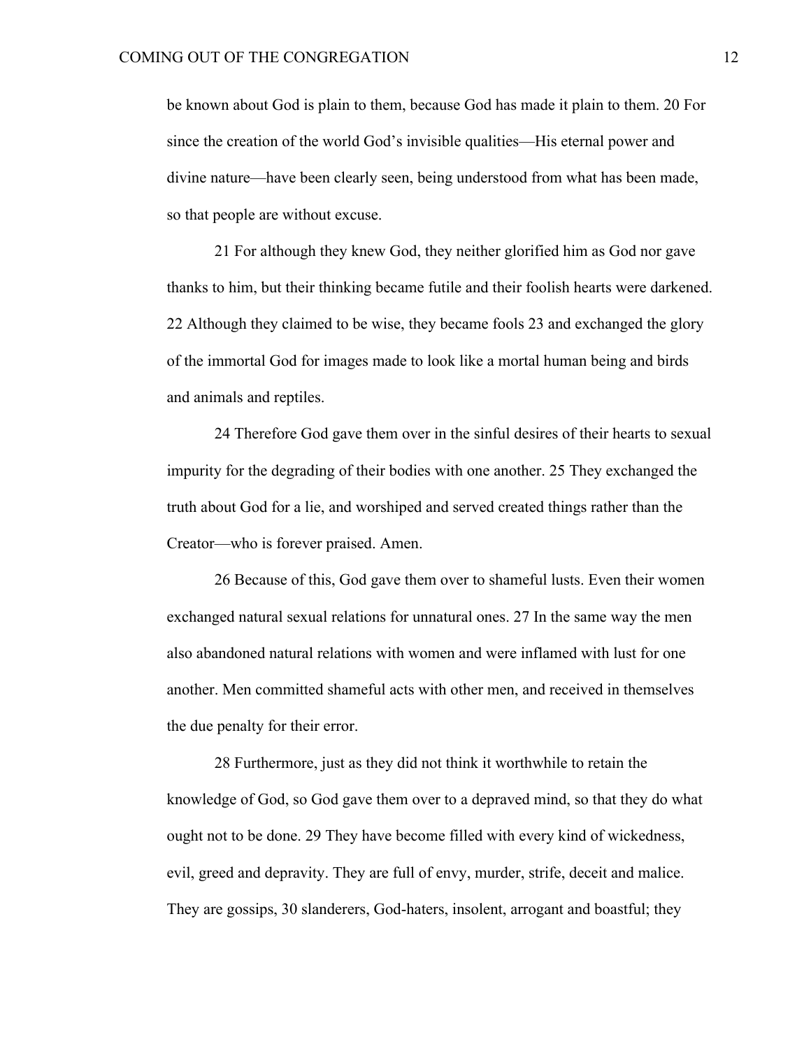be known about God is plain to them, because God has made it plain to them. 20 For since the creation of the world God's invisible qualities—His eternal power and divine nature—have been clearly seen, being understood from what has been made, so that people are without excuse.

21 For although they knew God, they neither glorified him as God nor gave thanks to him, but their thinking became futile and their foolish hearts were darkened. 22 Although they claimed to be wise, they became fools 23 and exchanged the glory of the immortal God for images made to look like a mortal human being and birds and animals and reptiles.

24 Therefore God gave them over in the sinful desires of their hearts to sexual impurity for the degrading of their bodies with one another. 25 They exchanged the truth about God for a lie, and worshiped and served created things rather than the Creator—who is forever praised. Amen.

26 Because of this, God gave them over to shameful lusts. Even their women exchanged natural sexual relations for unnatural ones. 27 In the same way the men also abandoned natural relations with women and were inflamed with lust for one another. Men committed shameful acts with other men, and received in themselves the due penalty for their error.

28 Furthermore, just as they did not think it worthwhile to retain the knowledge of God, so God gave them over to a depraved mind, so that they do what ought not to be done. 29 They have become filled with every kind of wickedness, evil, greed and depravity. They are full of envy, murder, strife, deceit and malice. They are gossips, 30 slanderers, God-haters, insolent, arrogant and boastful; they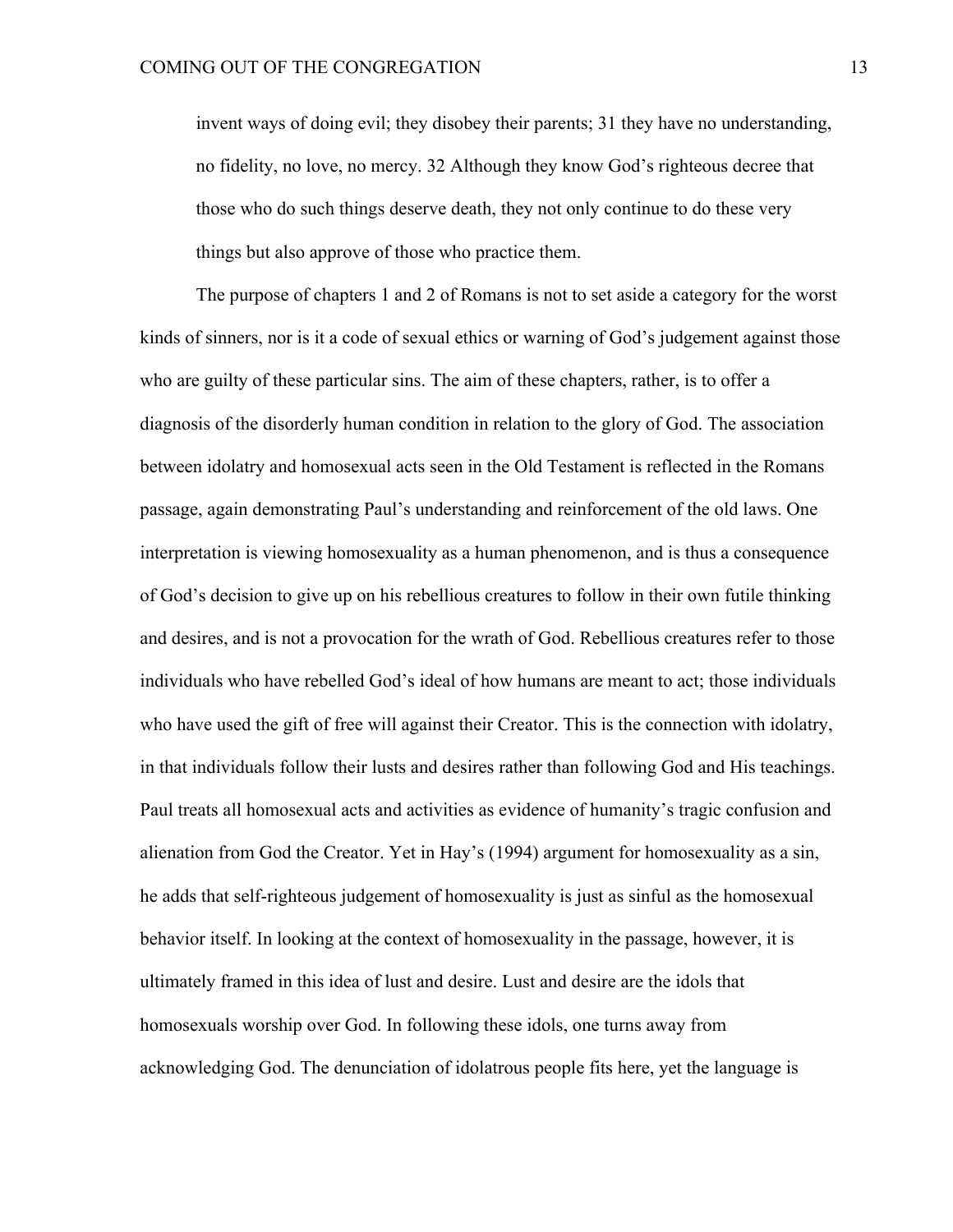> invent ways of doing evil; they disobey their parents; 31 they have no understanding, no fidelity, no love, no mercy. 32 Although they know God's righteous decree that those who do such things deserve death, they not only continue to do these very things but also approve of those who practice them.

The purpose of chapters 1 and 2 of Romans is not to set aside a category for the worst kinds of sinners, nor is it a code of sexual ethics or warning of God's judgement against those who are guilty of these particular sins. The aim of these chapters, rather, is to offer a diagnosis of the disorderly human condition in relation to the glory of God. The association between idolatry and homosexual acts seen in the Old Testament is reflected in the Romans passage, again demonstrating Paul's understanding and reinforcement of the old laws. One interpretation is viewing homosexuality as a human phenomenon, and is thus a consequence of God's decision to give up on his rebellious creatures to follow in their own futile thinking and desires, and is not a provocation for the wrath of God. Rebellious creatures refer to those individuals who have rebelled God's ideal of how humans are meant to act; those individuals who have used the gift of free will against their Creator. This is the connection with idolatry, in that individuals follow their lusts and desires rather than following God and His teachings. Paul treats all homosexual acts and activities as evidence of humanity's tragic confusion and alienation from God the Creator. Yet in Hay's (1994) argument for homosexuality as a sin, he adds that self-righteous judgement of homosexuality is just as sinful as the homosexual behavior itself. In looking at the context of homosexuality in the passage, however, it is ultimately framed in this idea of lust and desire. Lust and desire are the idols that homosexuals worship over God. In following these idols, one turns away from acknowledging God. The denunciation of idolatrous people fits here, yet the language is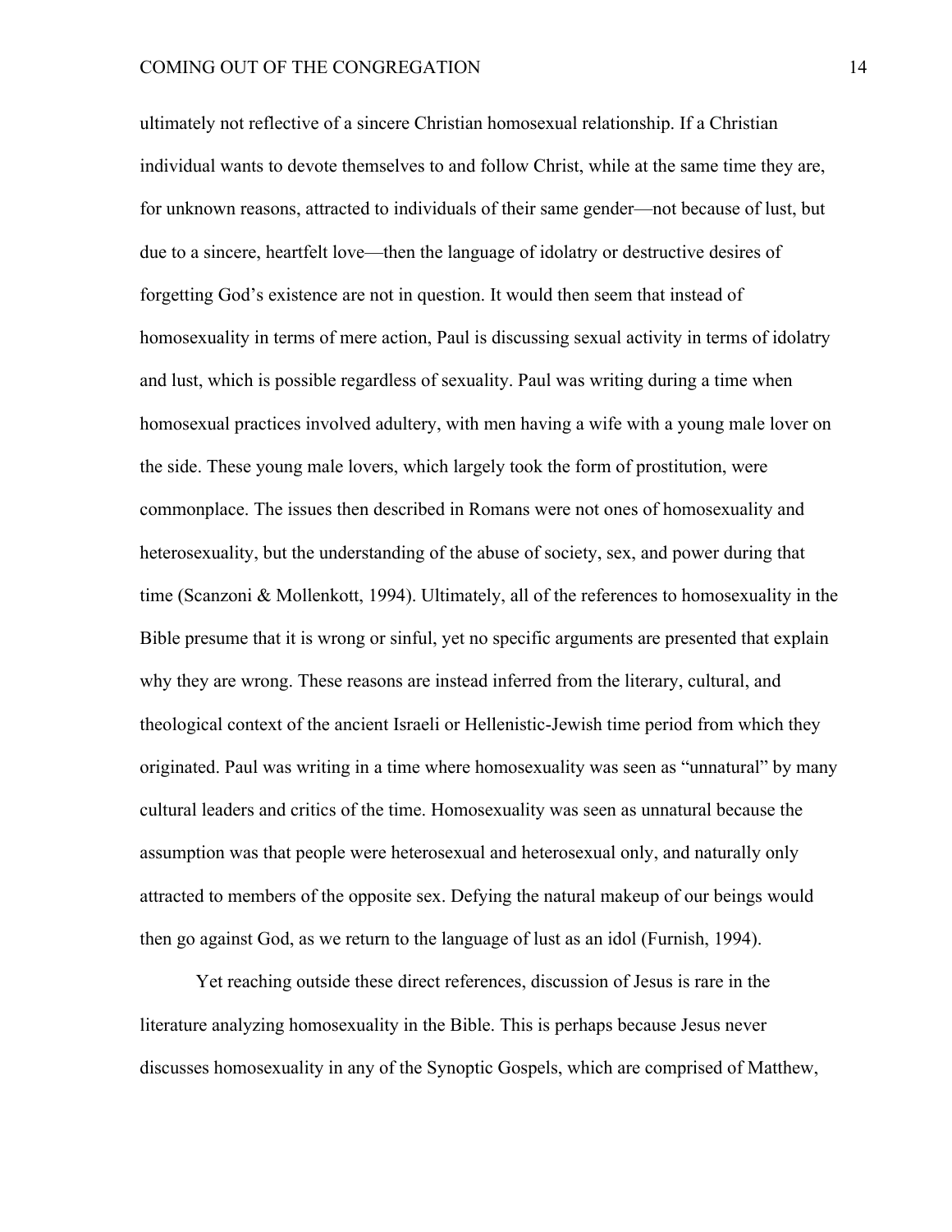ultimately not reflective of a sincere Christian homosexual relationship. If a Christian individual wants to devote themselves to and follow Christ, while at the same time they are, for unknown reasons, attracted to individuals of their same gender—not because of lust, but due to a sincere, heartfelt love—then the language of idolatry or destructive desires of forgetting God's existence are not in question. It would then seem that instead of homosexuality in terms of mere action, Paul is discussing sexual activity in terms of idolatry and lust, which is possible regardless of sexuality. Paul was writing during a time when homosexual practices involved adultery, with men having a wife with a young male lover on the side. These young male lovers, which largely took the form of prostitution, were commonplace. The issues then described in Romans were not ones of homosexuality and heterosexuality, but the understanding of the abuse of society, sex, and power during that time (Scanzoni & Mollenkott, 1994). Ultimately, all of the references to homosexuality in the Bible presume that it is wrong or sinful, yet no specific arguments are presented that explain why they are wrong. These reasons are instead inferred from the literary, cultural, and theological context of the ancient Israeli or Hellenistic-Jewish time period from which they originated. Paul was writing in a time where homosexuality was seen as "unnatural" by many cultural leaders and critics of the time. Homosexuality was seen as unnatural because the assumption was that people were heterosexual and heterosexual only, and naturally only attracted to members of the opposite sex. Defying the natural makeup of our beings would then go against God, as we return to the language of lust as an idol (Furnish, 1994).

Yet reaching outside these direct references, discussion of Jesus is rare in the literature analyzing homosexuality in the Bible. This is perhaps because Jesus never discusses homosexuality in any of the Synoptic Gospels, which are comprised of Matthew,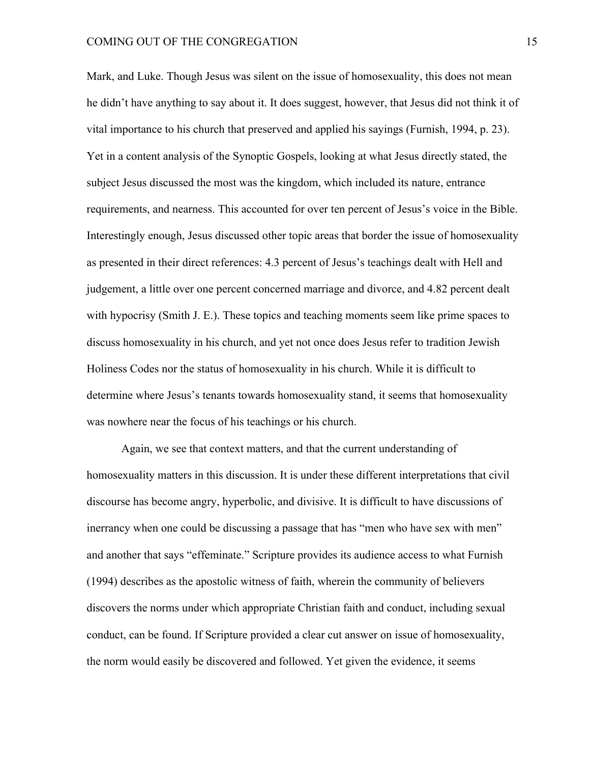Mark, and Luke. Though Jesus was silent on the issue of homosexuality, this does not mean he didn't have anything to say about it. It does suggest, however, that Jesus did not think it of vital importance to his church that preserved and applied his sayings (Furnish, 1994, p. 23). Yet in a content analysis of the Synoptic Gospels, looking at what Jesus directly stated, the subject Jesus discussed the most was the kingdom, which included its nature, entrance requirements, and nearness. This accounted for over ten percent of Jesus's voice in the Bible. Interestingly enough, Jesus discussed other topic areas that border the issue of homosexuality as presented in their direct references: 4.3 percent of Jesus's teachings dealt with Hell and judgement, a little over one percent concerned marriage and divorce, and 4.82 percent dealt with hypocrisy (Smith J. E.). These topics and teaching moments seem like prime spaces to discuss homosexuality in his church, and yet not once does Jesus refer to tradition Jewish Holiness Codes nor the status of homosexuality in his church. While it is difficult to determine where Jesus's tenants towards homosexuality stand, it seems that homosexuality was nowhere near the focus of his teachings or his church.

Again, we see that context matters, and that the current understanding of homosexuality matters in this discussion. It is under these different interpretations that civil discourse has become angry, hyperbolic, and divisive. It is difficult to have discussions of inerrancy when one could be discussing a passage that has "men who have sex with men" and another that says "effeminate." Scripture provides its audience access to what Furnish (1994) describes as the apostolic witness of faith, wherein the community of believers discovers the norms under which appropriate Christian faith and conduct, including sexual conduct, can be found. If Scripture provided a clear cut answer on issue of homosexuality, the norm would easily be discovered and followed. Yet given the evidence, it seems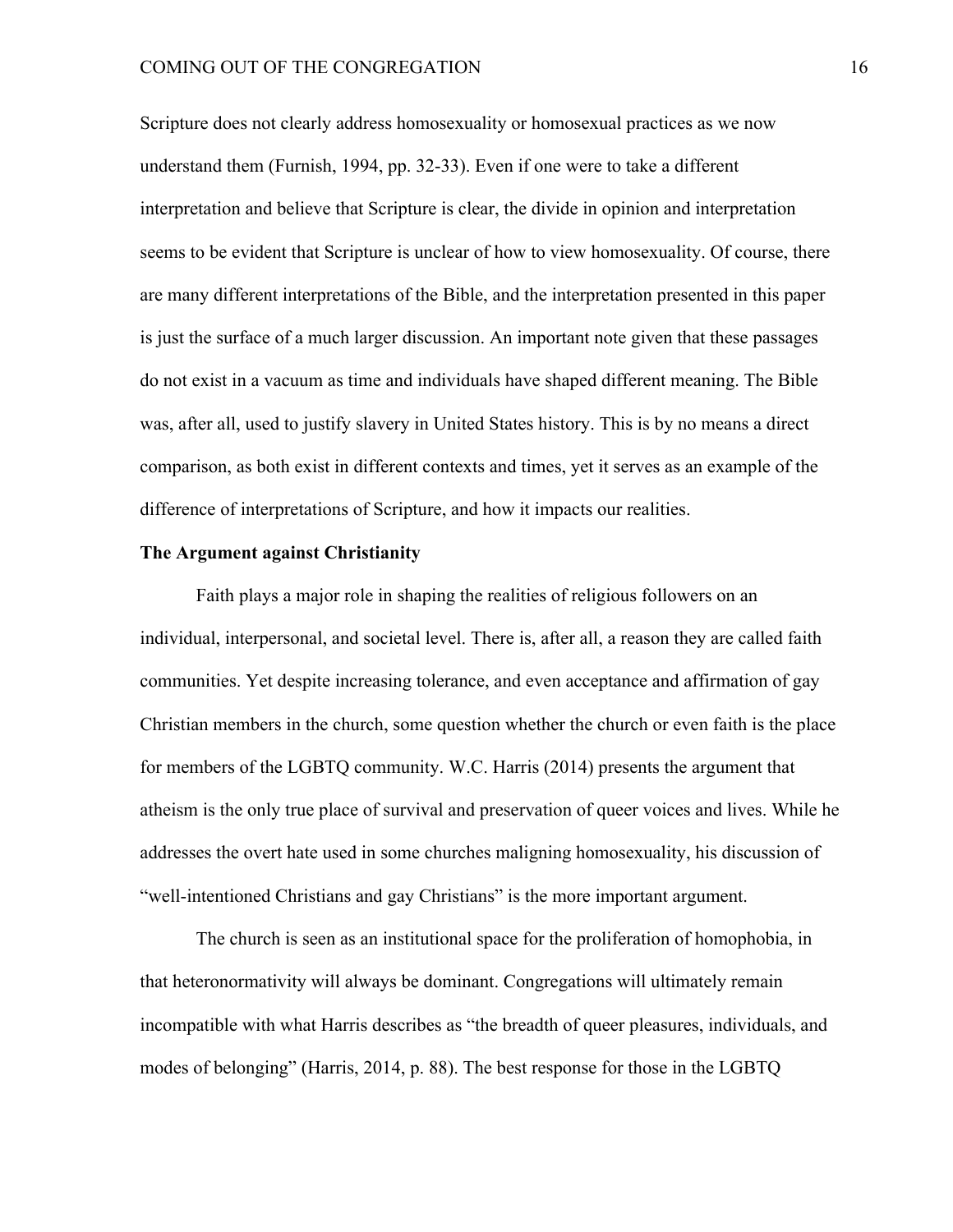Scripture does not clearly address homosexuality or homosexual practices as we now understand them (Furnish, 1994, pp. 32-33). Even if one were to take a different interpretation and believe that Scripture is clear, the divide in opinion and interpretation seems to be evident that Scripture is unclear of how to view homosexuality. Of course, there are many different interpretations of the Bible, and the interpretation presented in this paper is just the surface of a much larger discussion. An important note given that these passages do not exist in a vacuum as time and individuals have shaped different meaning. The Bible was, after all, used to justify slavery in United States history. This is by no means a direct comparison, as both exist in different contexts and times, yet it serves as an example of the difference of interpretations of Scripture, and how it impacts our realities.

**The Argument against Christianity**

Faith plays a major role in shaping the realities of religious followers on an individual, interpersonal, and societal level. There is, after all, a reason they are called faith communities. Yet despite increasing tolerance, and even acceptance and affirmation of gay Christian members in the church, some question whether the church or even faith is the place for members of the LGBTQ community. W.C. Harris (2014) presents the argument that atheism is the only true place of survival and preservation of queer voices and lives. While he addresses the overt hate used in some churches maligning homosexuality, his discussion of "well-intentioned Christians and gay Christians" is the more important argument.

The church is seen as an institutional space for the proliferation of homophobia, in that heteronormativity will always be dominant. Congregations will ultimately remain incompatible with what Harris describes as "the breadth of queer pleasures, individuals, and modes of belonging" (Harris, 2014, p. 88). The best response for those in the LGBTQ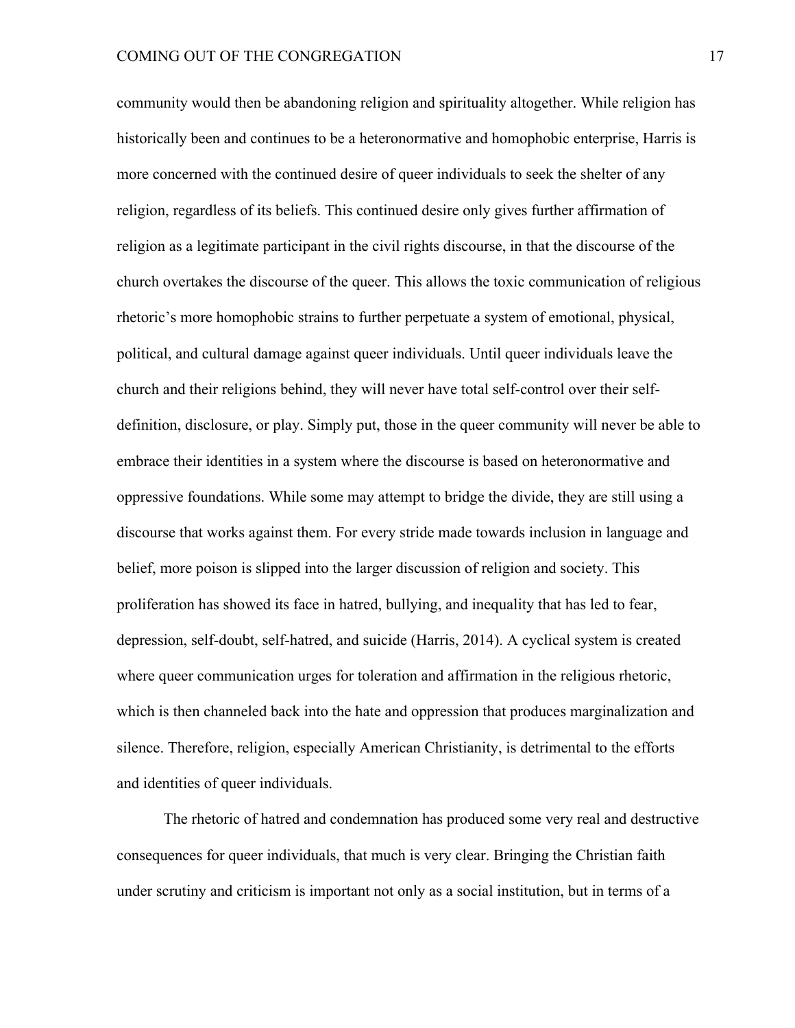community would then be abandoning religion and spirituality altogether. While religion has historically been and continues to be a heteronormative and homophobic enterprise, Harris is more concerned with the continued desire of queer individuals to seek the shelter of any religion, regardless of its beliefs. This continued desire only gives further affirmation of religion as a legitimate participant in the civil rights discourse, in that the discourse of the church overtakes the discourse of the queer. This allows the toxic communication of religious rhetoric's more homophobic strains to further perpetuate a system of emotional, physical, political, and cultural damage against queer individuals. Until queer individuals leave the church and their religions behind, they will never have total self-control over their self-definition, disclosure, or play. Simply put, those in the queer community will never be able to embrace their identities in a system where the discourse is based on heteronormative and oppressive foundations. While some may attempt to bridge the divide, they are still using a discourse that works against them. For every stride made towards inclusion in language and belief, more poison is slipped into the larger discussion of religion and society. This proliferation has showed its face in hatred, bullying, and inequality that has led to fear, depression, self-doubt, self-hatred, and suicide (Harris, 2014). A cyclical system is created where queer communication urges for toleration and affirmation in the religious rhetoric, which is then channeled back into the hate and oppression that produces marginalization and silence. Therefore, religion, especially American Christianity, is detrimental to the efforts and identities of queer individuals.

The rhetoric of hatred and condemnation has produced some very real and destructive consequences for queer individuals, that much is very clear. Bringing the Christian faith under scrutiny and criticism is important not only as a social institution, but in terms of a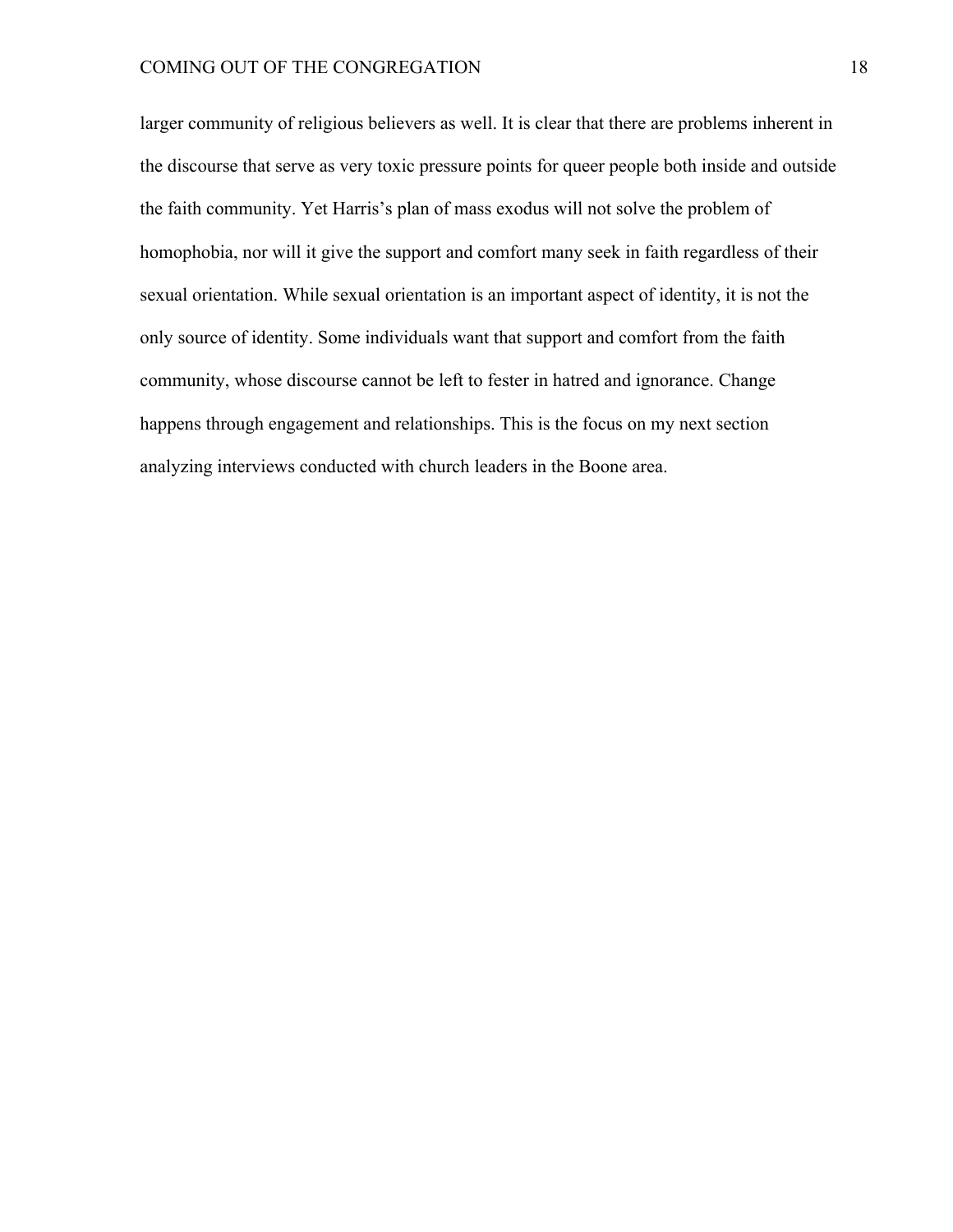larger community of religious believers as well. It is clear that there are problems inherent in the discourse that serve as very toxic pressure points for queer people both inside and outside the faith community. Yet Harris's plan of mass exodus will not solve the problem of homophobia, nor will it give the support and comfort many seek in faith regardless of their sexual orientation. While sexual orientation is an important aspect of identity, it is not the only source of identity. Some individuals want that support and comfort from the faith community, whose discourse cannot be left to fester in hatred and ignorance. Change happens through engagement and relationships. This is the focus on my next section analyzing interviews conducted with church leaders in the Boone area.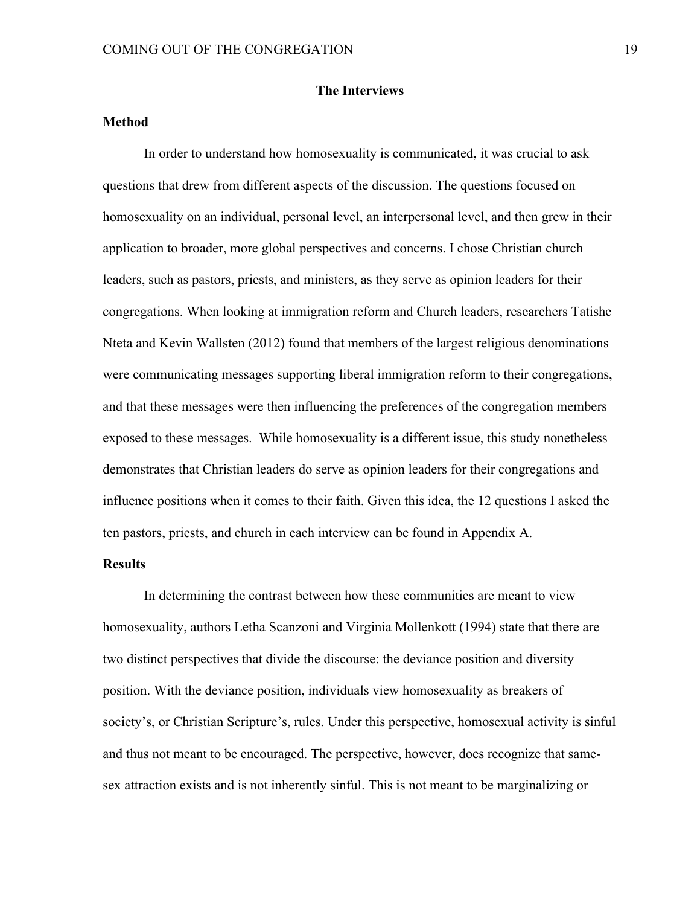## The Interviews

### Method

In order to understand how homosexuality is communicated, it was crucial to ask questions that drew from different aspects of the discussion. The questions focused on homosexuality on an individual, personal level, an interpersonal level, and then grew in their application to broader, more global perspectives and concerns. I chose Christian church leaders, such as pastors, priests, and ministers, as they serve as opinion leaders for their congregations. When looking at immigration reform and Church leaders, researchers Tatishe Nteta and Kevin Wallsten (2012) found that members of the largest religious denominations were communicating messages supporting liberal immigration reform to their congregations, and that these messages were then influencing the preferences of the congregation members exposed to these messages. While homosexuality is a different issue, this study nonetheless demonstrates that Christian leaders do serve as opinion leaders for their congregations and influence positions when it comes to their faith. Given this idea, the 12 questions I asked the ten pastors, priests, and church in each interview can be found in Appendix A.

### Results

In determining the contrast between how these communities are meant to view homosexuality, authors Letha Scanzoni and Virginia Mollenkott (1994) state that there are two distinct perspectives that divide the discourse: the deviance position and diversity position. With the deviance position, individuals view homosexuality as breakers of society's, or Christian Scripture's, rules. Under this perspective, homosexual activity is sinful and thus not meant to be encouraged. The perspective, however, does recognize that same-sex attraction exists and is not inherently sinful. This is not meant to be marginalizing or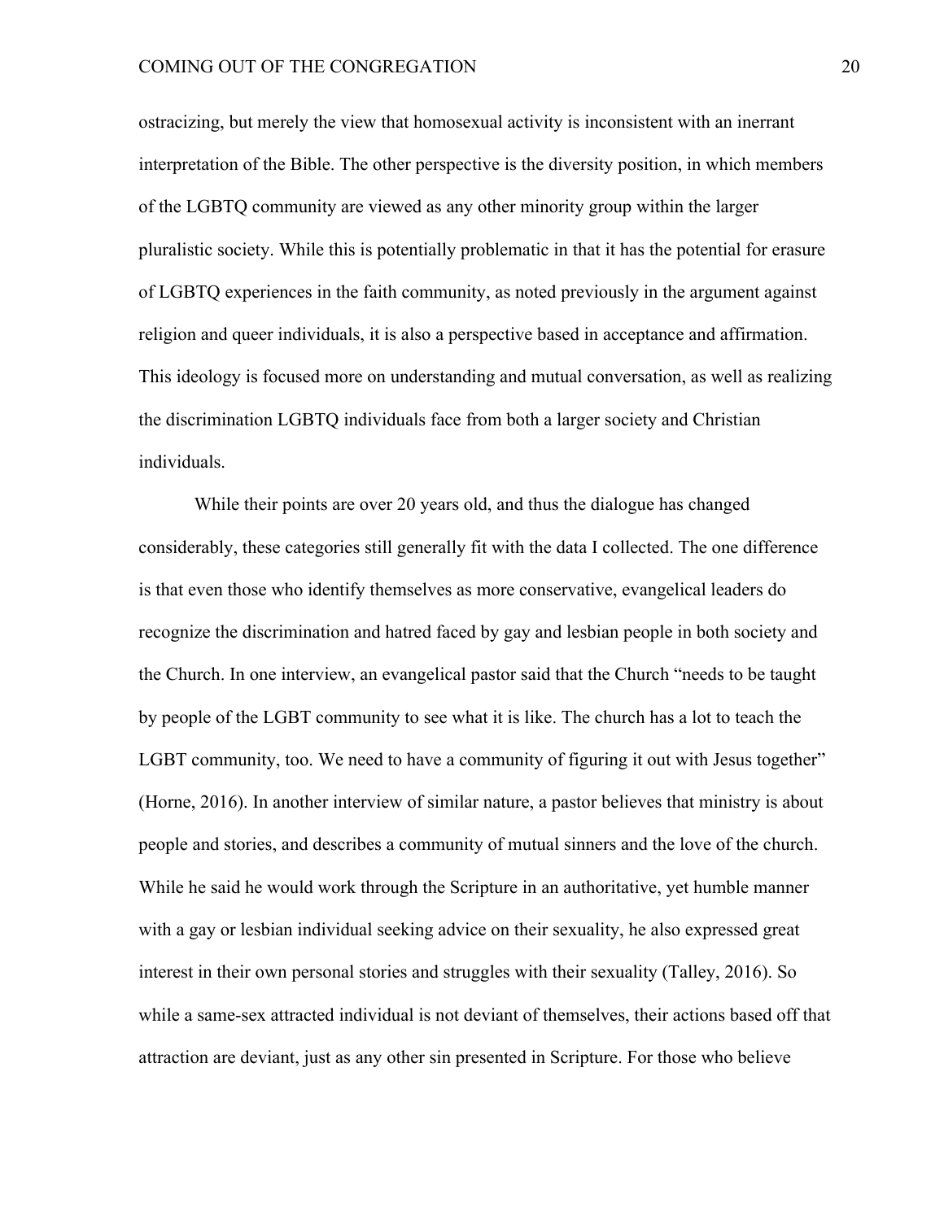ostracizing, but merely the view that homosexual activity is inconsistent with an inerrant interpretation of the Bible. The other perspective is the diversity position, in which members of the LGBTQ community are viewed as any other minority group within the larger pluralistic society. While this is potentially problematic in that it has the potential for erasure of LGBTQ experiences in the faith community, as noted previously in the argument against religion and queer individuals, it is also a perspective based in acceptance and affirmation. This ideology is focused more on understanding and mutual conversation, as well as realizing the discrimination LGBTQ individuals face from both a larger society and Christian individuals.

While their points are over 20 years old, and thus the dialogue has changed considerably, these categories still generally fit with the data I collected. The one difference is that even those who identify themselves as more conservative, evangelical leaders do recognize the discrimination and hatred faced by gay and lesbian people in both society and the Church. In one interview, an evangelical pastor said that the Church "needs to be taught by people of the LGBT community to see what it is like. The church has a lot to teach the LGBT community, too. We need to have a community of figuring it out with Jesus together" (Horne, 2016). In another interview of similar nature, a pastor believes that ministry is about people and stories, and describes a community of mutual sinners and the love of the church. While he said he would work through the Scripture in an authoritative, yet humble manner with a gay or lesbian individual seeking advice on their sexuality, he also expressed great interest in their own personal stories and struggles with their sexuality (Talley, 2016). So while a same-sex attracted individual is not deviant of themselves, their actions based off that attraction are deviant, just as any other sin presented in Scripture. For those who believe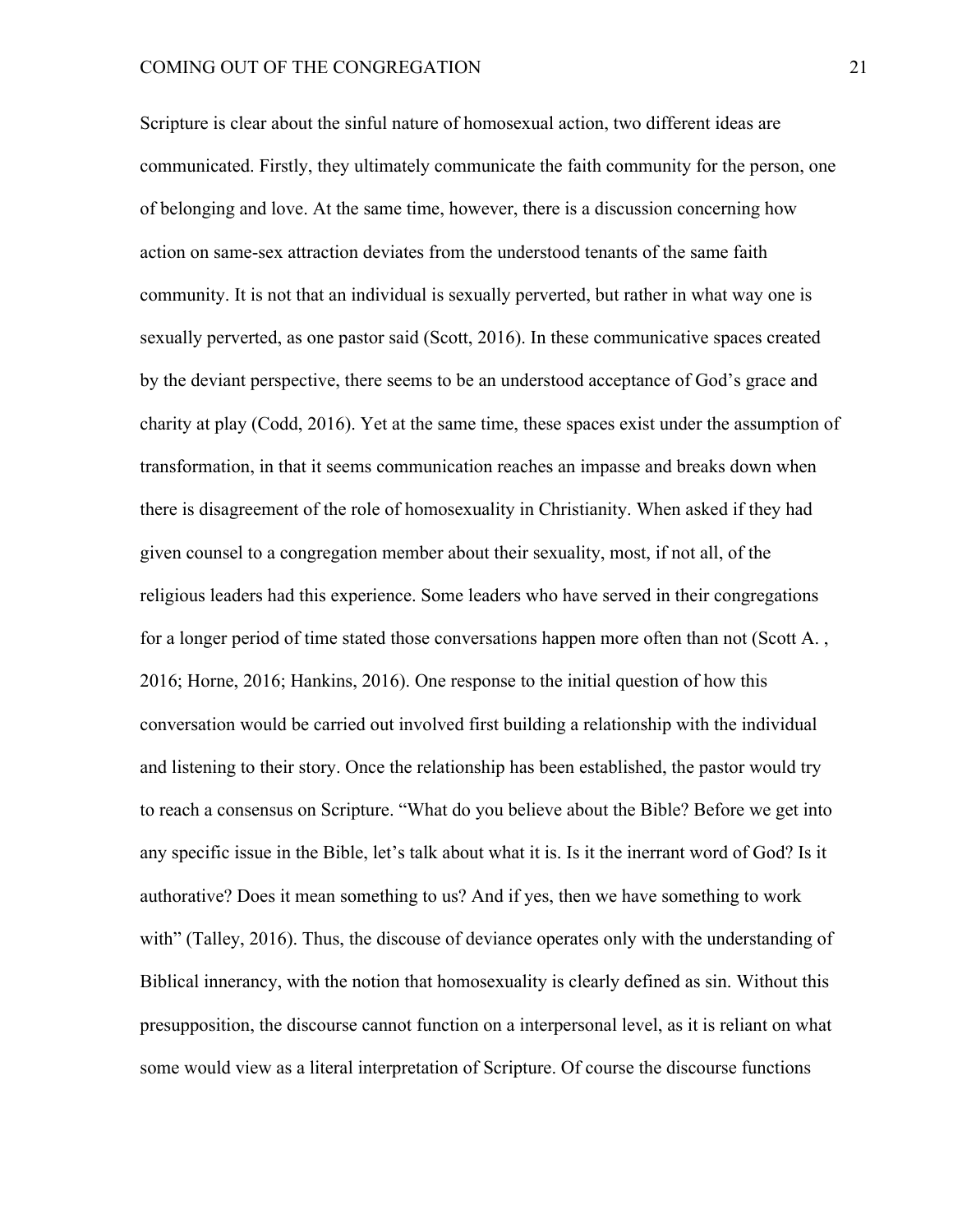Scripture is clear about the sinful nature of homosexual action, two different ideas are communicated. Firstly, they ultimately communicate the faith community for the person, one of belonging and love. At the same time, however, there is a discussion concerning how action on same-sex attraction deviates from the understood tenants of the same faith community. It is not that an individual is sexually perverted, but rather in what way one is sexually perverted, as one pastor said (Scott, 2016). In these communicative spaces created by the deviant perspective, there seems to be an understood acceptance of God's grace and charity at play (Codd, 2016). Yet at the same time, these spaces exist under the assumption of transformation, in that it seems communication reaches an impasse and breaks down when there is disagreement of the role of homosexuality in Christianity. When asked if they had given counsel to a congregation member about their sexuality, most, if not all, of the religious leaders had this experience. Some leaders who have served in their congregations for a longer period of time stated those conversations happen more often than not (Scott A. , 2016; Horne, 2016; Hankins, 2016). One response to the initial question of how this conversation would be carried out involved first building a relationship with the individual and listening to their story. Once the relationship has been established, the pastor would try to reach a consensus on Scripture. "What do you believe about the Bible? Before we get into any specific issue in the Bible, let's talk about what it is. Is it the inerrant word of God? Is it authorative? Does it mean something to us? And if yes, then we have something to work with" (Talley, 2016). Thus, the discouse of deviance operates only with the understanding of Biblical innerancy, with the notion that homosexuality is clearly defined as sin. Without this presupposition, the discourse cannot function on a interpersonal level, as it is reliant on what some would view as a literal interpretation of Scripture. Of course the discourse functions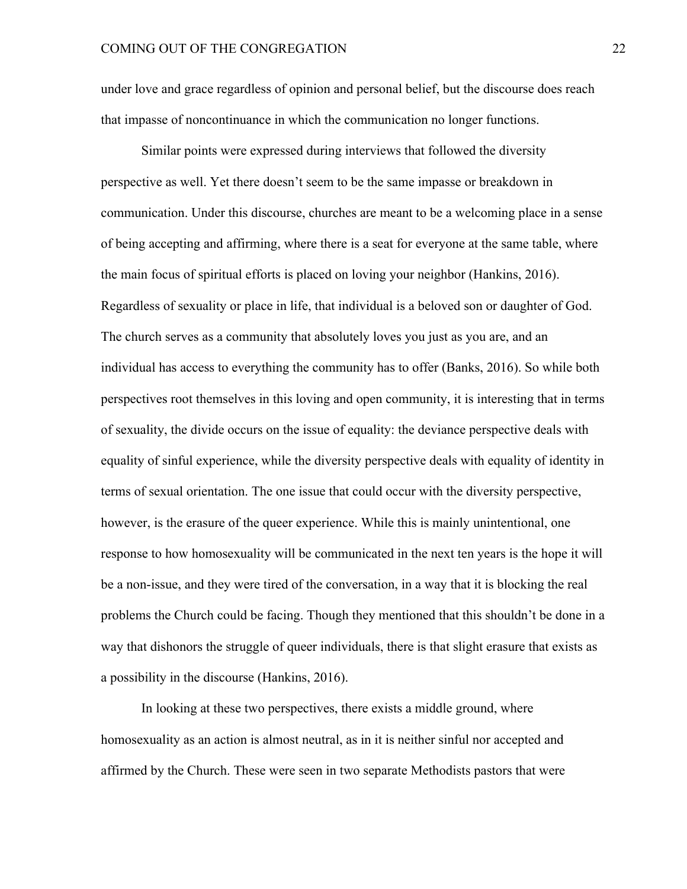under love and grace regardless of opinion and personal belief, but the discourse does reach that impasse of noncontinuance in which the communication no longer functions.

Similar points were expressed during interviews that followed the diversity perspective as well. Yet there doesn't seem to be the same impasse or breakdown in communication. Under this discourse, churches are meant to be a welcoming place in a sense of being accepting and affirming, where there is a seat for everyone at the same table, where the main focus of spiritual efforts is placed on loving your neighbor (Hankins, 2016). Regardless of sexuality or place in life, that individual is a beloved son or daughter of God. The church serves as a community that absolutely loves you just as you are, and an individual has access to everything the community has to offer (Banks, 2016). So while both perspectives root themselves in this loving and open community, it is interesting that in terms of sexuality, the divide occurs on the issue of equality: the deviance perspective deals with equality of sinful experience, while the diversity perspective deals with equality of identity in terms of sexual orientation. The one issue that could occur with the diversity perspective, however, is the erasure of the queer experience. While this is mainly unintentional, one response to how homosexuality will be communicated in the next ten years is the hope it will be a non-issue, and they were tired of the conversation, in a way that it is blocking the real problems the Church could be facing. Though they mentioned that this shouldn't be done in a way that dishonors the struggle of queer individuals, there is that slight erasure that exists as a possibility in the discourse (Hankins, 2016).

In looking at these two perspectives, there exists a middle ground, where homosexuality as an action is almost neutral, as in it is neither sinful nor accepted and affirmed by the Church. These were seen in two separate Methodists pastors that were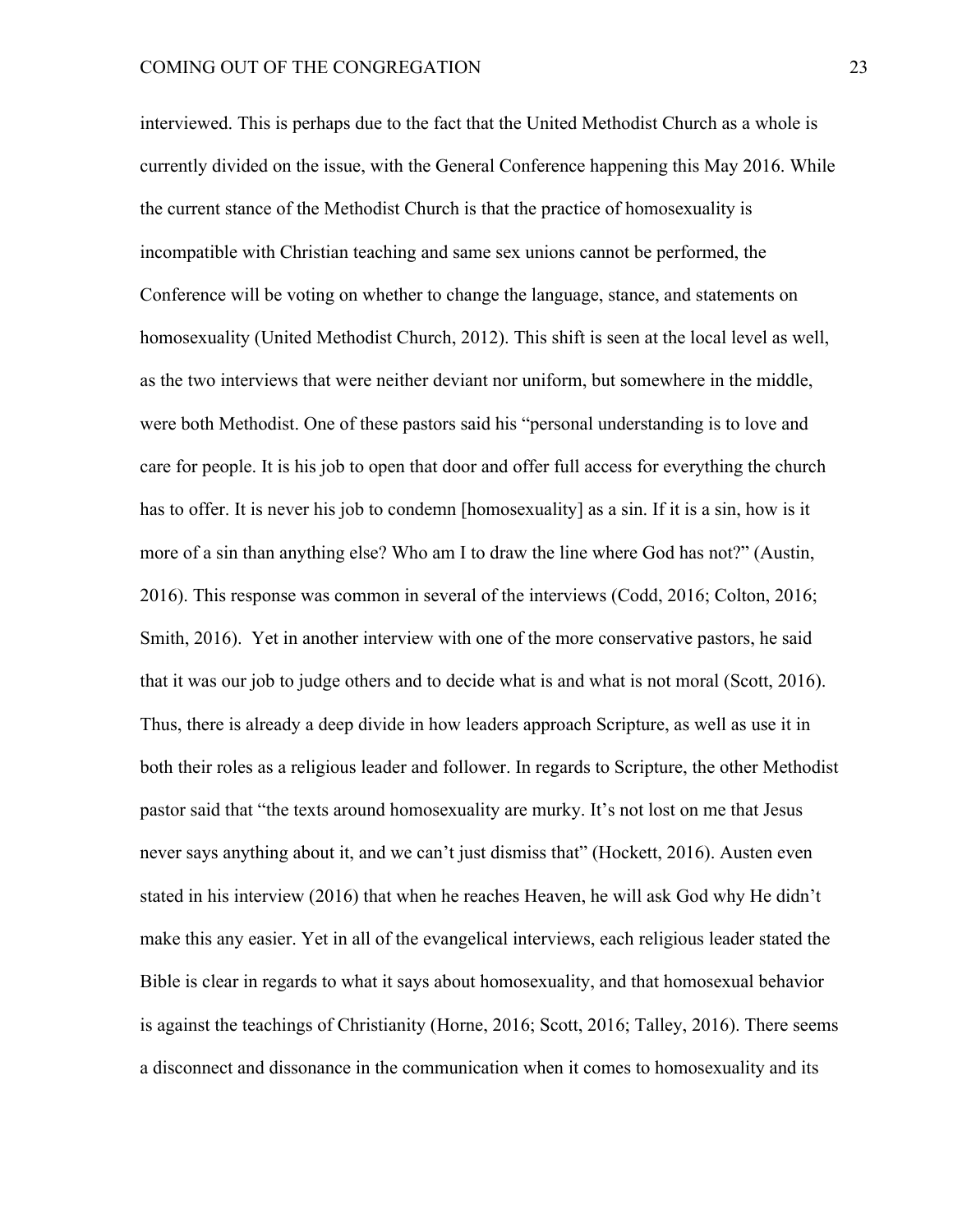interviewed. This is perhaps due to the fact that the United Methodist Church as a whole is currently divided on the issue, with the General Conference happening this May 2016. While the current stance of the Methodist Church is that the practice of homosexuality is incompatible with Christian teaching and same sex unions cannot be performed, the Conference will be voting on whether to change the language, stance, and statements on homosexuality (United Methodist Church, 2012). This shift is seen at the local level as well, as the two interviews that were neither deviant nor uniform, but somewhere in the middle, were both Methodist. One of these pastors said his "personal understanding is to love and care for people. It is his job to open that door and offer full access for everything the church has to offer. It is never his job to condemn [homosexuality] as a sin. If it is a sin, how is it more of a sin than anything else? Who am I to draw the line where God has not?" (Austin, 2016). This response was common in several of the interviews (Codd, 2016; Colton, 2016; Smith, 2016). Yet in another interview with one of the more conservative pastors, he said that it was our job to judge others and to decide what is and what is not moral (Scott, 2016). Thus, there is already a deep divide in how leaders approach Scripture, as well as use it in both their roles as a religious leader and follower. In regards to Scripture, the other Methodist pastor said that "the texts around homosexuality are murky. It's not lost on me that Jesus never says anything about it, and we can't just dismiss that" (Hockett, 2016). Austen even stated in his interview (2016) that when he reaches Heaven, he will ask God why He didn't make this any easier. Yet in all of the evangelical interviews, each religious leader stated the Bible is clear in regards to what it says about homosexuality, and that homosexual behavior is against the teachings of Christianity (Horne, 2016; Scott, 2016; Talley, 2016). There seems a disconnect and dissonance in the communication when it comes to homosexuality and its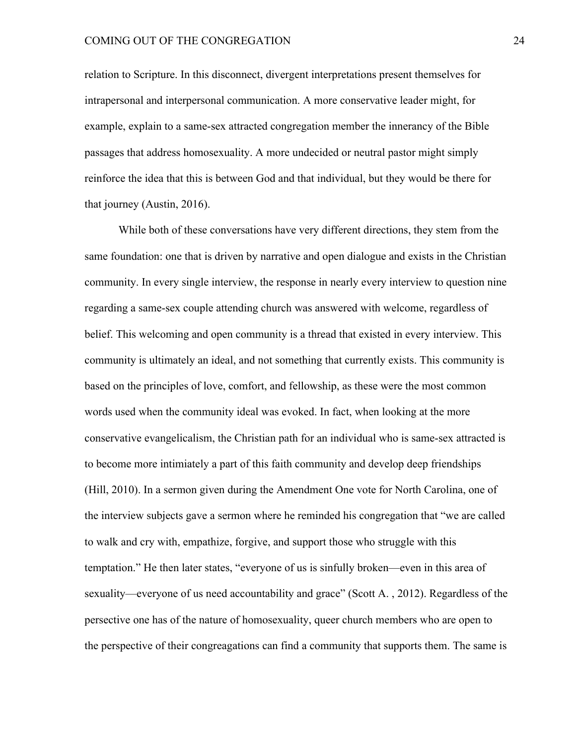relation to Scripture. In this disconnect, divergent interpretations present themselves for intrapersonal and interpersonal communication. A more conservative leader might, for example, explain to a same-sex attracted congregation member the innerancy of the Bible passages that address homosexuality. A more undecided or neutral pastor might simply reinforce the idea that this is between God and that individual, but they would be there for that journey (Austin, 2016).

While both of these conversations have very different directions, they stem from the same foundation: one that is driven by narrative and open dialogue and exists in the Christian community. In every single interview, the response in nearly every interview to question nine regarding a same-sex couple attending church was answered with welcome, regardless of belief. This welcoming and open community is a thread that existed in every interview. This community is ultimately an ideal, and not something that currently exists. This community is based on the principles of love, comfort, and fellowship, as these were the most common words used when the community ideal was evoked. In fact, when looking at the more conservative evangelicalism, the Christian path for an individual who is same-sex attracted is to become more intimiately a part of this faith community and develop deep friendships (Hill, 2010). In a sermon given during the Amendment One vote for North Carolina, one of the interview subjects gave a sermon where he reminded his congregation that "we are called to walk and cry with, empathize, forgive, and support those who struggle with this temptation." He then later states, "everyone of us is sinfully broken—even in this area of sexuality—everyone of us need accountability and grace" (Scott A. , 2012). Regardless of the persective one has of the nature of homosexuality, queer church members who are open to the perspective of their congreagations can find a community that supports them. The same is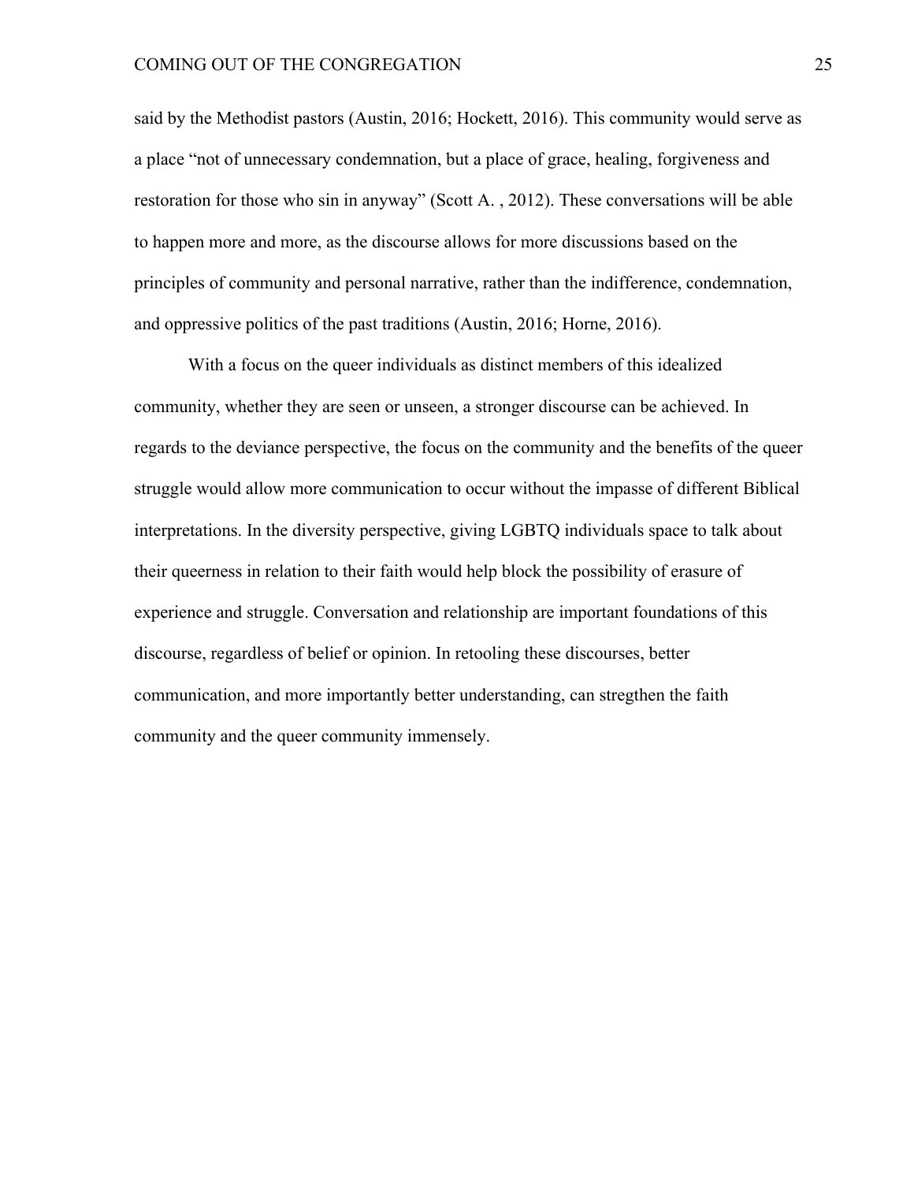said by the Methodist pastors (Austin, 2016; Hockett, 2016). This community would serve as a place "not of unnecessary condemnation, but a place of grace, healing, forgiveness and restoration for those who sin in anyway" (Scott A. , 2012). These conversations will be able to happen more and more, as the discourse allows for more discussions based on the principles of community and personal narrative, rather than the indifference, condemnation, and oppressive politics of the past traditions (Austin, 2016; Horne, 2016).

With a focus on the queer individuals as distinct members of this idealized community, whether they are seen or unseen, a stronger discourse can be achieved. In regards to the deviance perspective, the focus on the community and the benefits of the queer struggle would allow more communication to occur without the impasse of different Biblical interpretations. In the diversity perspective, giving LGBTQ individuals space to talk about their queerness in relation to their faith would help block the possibility of erasure of experience and struggle. Conversation and relationship are important foundations of this discourse, regardless of belief or opinion. In retooling these discourses, better communication, and more importantly better understanding, can stregthen the faith community and the queer community immensely.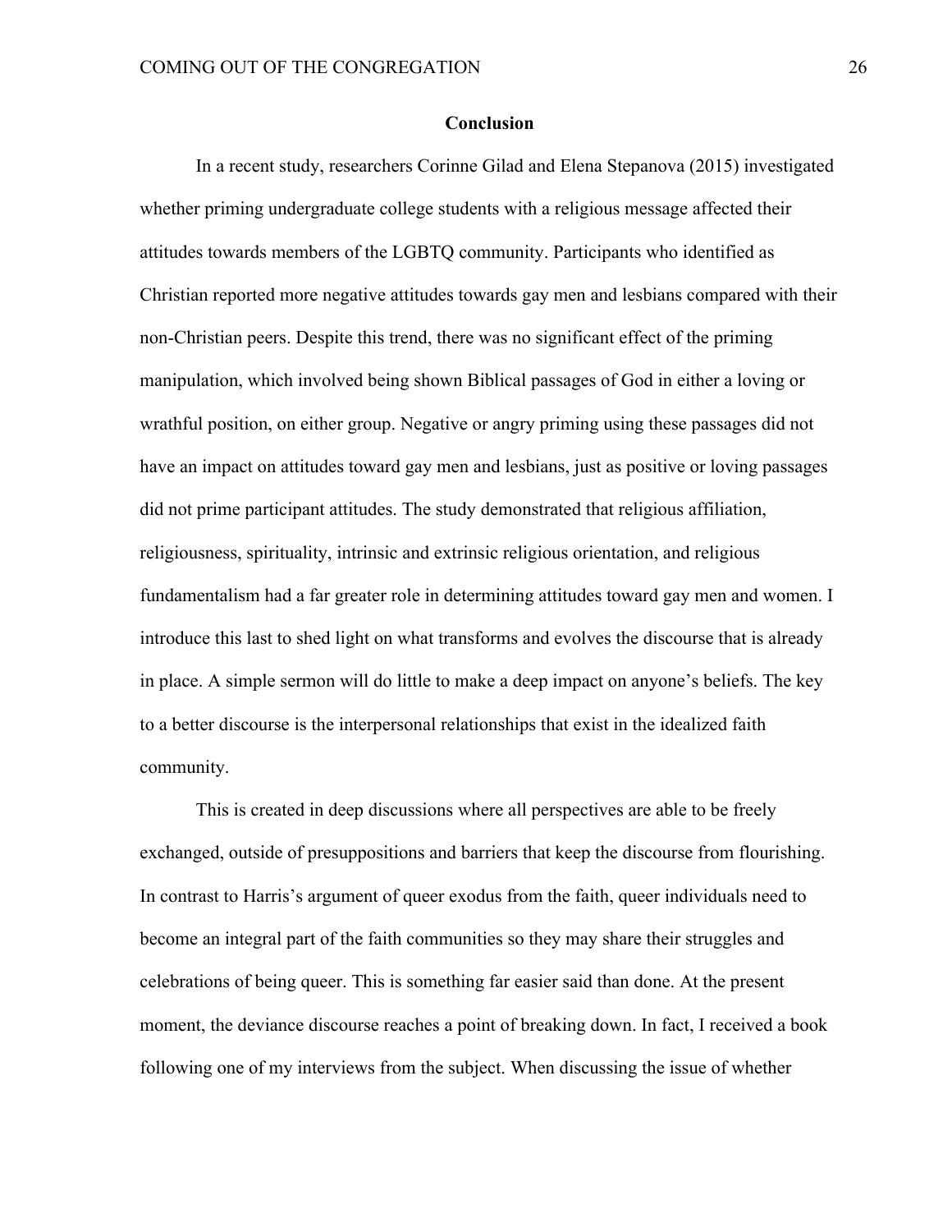## Conclusion

In a recent study, researchers Corinne Gilad and Elena Stepanova (2015) investigated whether priming undergraduate college students with a religious message affected their attitudes towards members of the LGBTQ community. Participants who identified as Christian reported more negative attitudes towards gay men and lesbians compared with their non-Christian peers. Despite this trend, there was no significant effect of the priming manipulation, which involved being shown Biblical passages of God in either a loving or wrathful position, on either group. Negative or angry priming using these passages did not have an impact on attitudes toward gay men and lesbians, just as positive or loving passages did not prime participant attitudes. The study demonstrated that religious affiliation, religiousness, spirituality, intrinsic and extrinsic religious orientation, and religious fundamentalism had a far greater role in determining attitudes toward gay men and women. I introduce this last to shed light on what transforms and evolves the discourse that is already in place. A simple sermon will do little to make a deep impact on anyone's beliefs. The key to a better discourse is the interpersonal relationships that exist in the idealized faith community.

This is created in deep discussions where all perspectives are able to be freely exchanged, outside of presuppositions and barriers that keep the discourse from flourishing. In contrast to Harris's argument of queer exodus from the faith, queer individuals need to become an integral part of the faith communities so they may share their struggles and celebrations of being queer. This is something far easier said than done. At the present moment, the deviance discourse reaches a point of breaking down. In fact, I received a book following one of my interviews from the subject. When discussing the issue of whether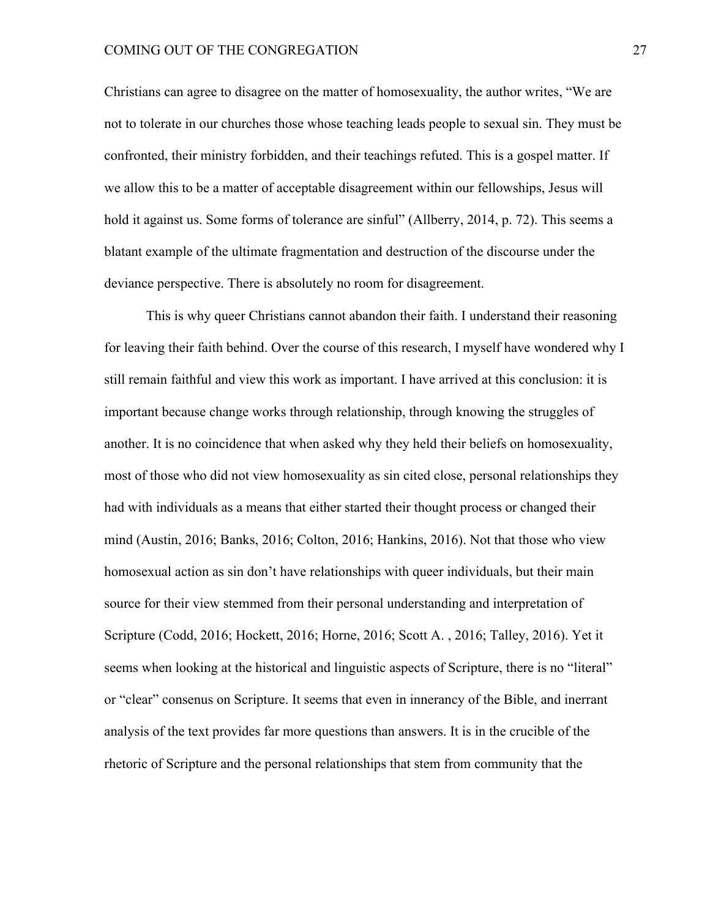Christians can agree to disagree on the matter of homosexuality, the author writes, "We are not to tolerate in our churches those whose teaching leads people to sexual sin. They must be confronted, their ministry forbidden, and their teachings refuted. This is a gospel matter. If we allow this to be a matter of acceptable disagreement within our fellowships, Jesus will hold it against us. Some forms of tolerance are sinful" (Allberry, 2014, p. 72). This seems a blatant example of the ultimate fragmentation and destruction of the discourse under the deviance perspective. There is absolutely no room for disagreement.

This is why queer Christians cannot abandon their faith. I understand their reasoning for leaving their faith behind. Over the course of this research, I myself have wondered why I still remain faithful and view this work as important. I have arrived at this conclusion: it is important because change works through relationship, through knowing the struggles of another. It is no coincidence that when asked why they held their beliefs on homosexuality, most of those who did not view homosexuality as sin cited close, personal relationships they had with individuals as a means that either started their thought process or changed their mind (Austin, 2016; Banks, 2016; Colton, 2016; Hankins, 2016). Not that those who view homosexual action as sin don't have relationships with queer individuals, but their main source for their view stemmed from their personal understanding and interpretation of Scripture (Codd, 2016; Hockett, 2016; Horne, 2016; Scott A. , 2016; Talley, 2016). Yet it seems when looking at the historical and linguistic aspects of Scripture, there is no "literal" or "clear" consenus on Scripture. It seems that even in innerancy of the Bible, and inerrant analysis of the text provides far more questions than answers. It is in the crucible of the rhetoric of Scripture and the personal relationships that stem from community that the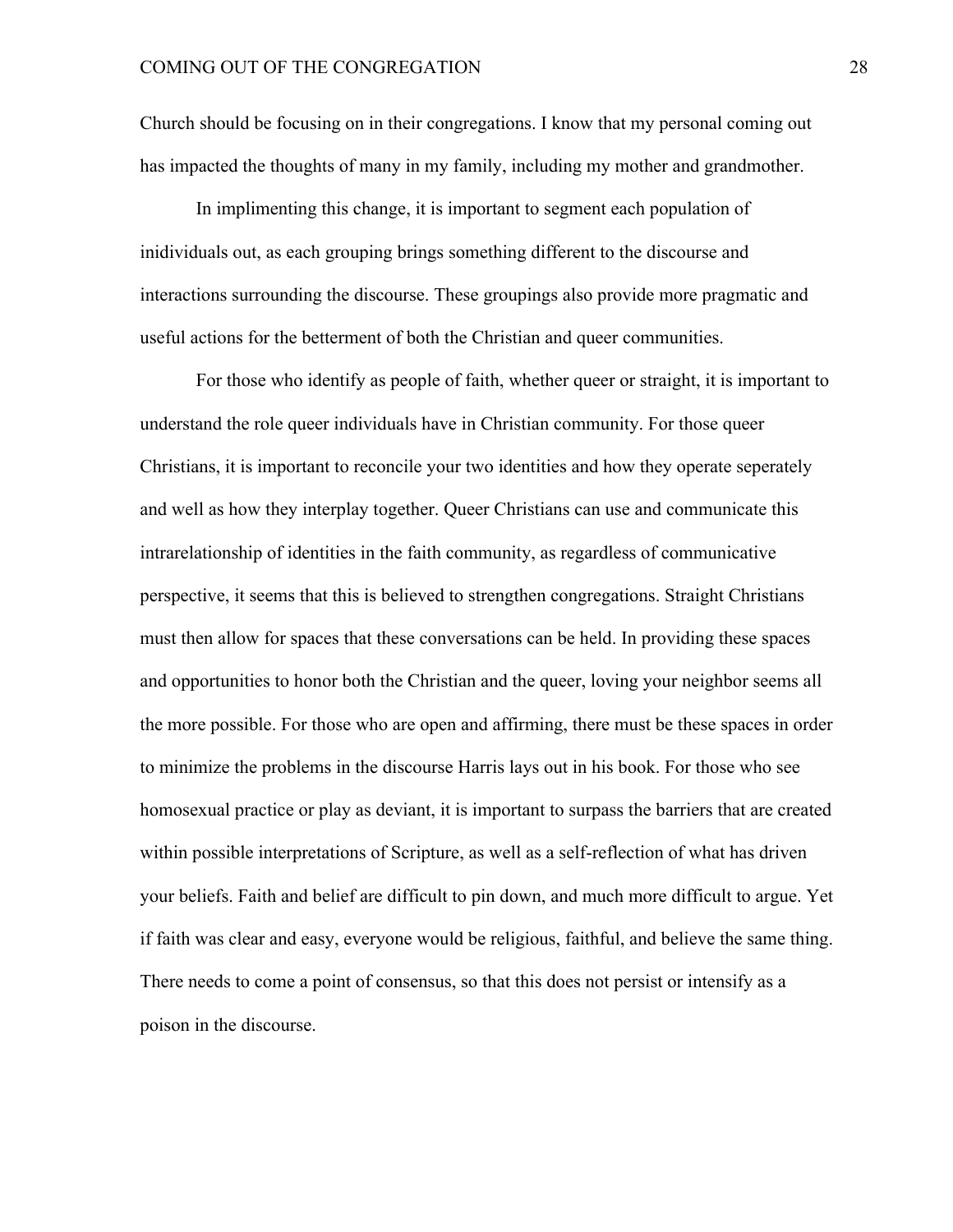Church should be focusing on in their congregations. I know that my personal coming out has impacted the thoughts of many in my family, including my mother and grandmother.

In implimenting this change, it is important to segment each population of inidividuals out, as each grouping brings something different to the discourse and interactions surrounding the discourse. These groupings also provide more pragmatic and useful actions for the betterment of both the Christian and queer communities.

For those who identify as people of faith, whether queer or straight, it is important to understand the role queer individuals have in Christian community. For those queer Christians, it is important to reconcile your two identities and how they operate seperately and well as how they interplay together. Queer Christians can use and communicate this intrarelationship of identities in the faith community, as regardless of communicative perspective, it seems that this is believed to strengthen congregations. Straight Christians must then allow for spaces that these conversations can be held. In providing these spaces and opportunities to honor both the Christian and the queer, loving your neighbor seems all the more possible. For those who are open and affirming, there must be these spaces in order to minimize the problems in the discourse Harris lays out in his book. For those who see homosexual practice or play as deviant, it is important to surpass the barriers that are created within possible interpretations of Scripture, as well as a self-reflection of what has driven your beliefs. Faith and belief are difficult to pin down, and much more difficult to argue. Yet if faith was clear and easy, everyone would be religious, faithful, and believe the same thing. There needs to come a point of consensus, so that this does not persist or intensify as a poison in the discourse.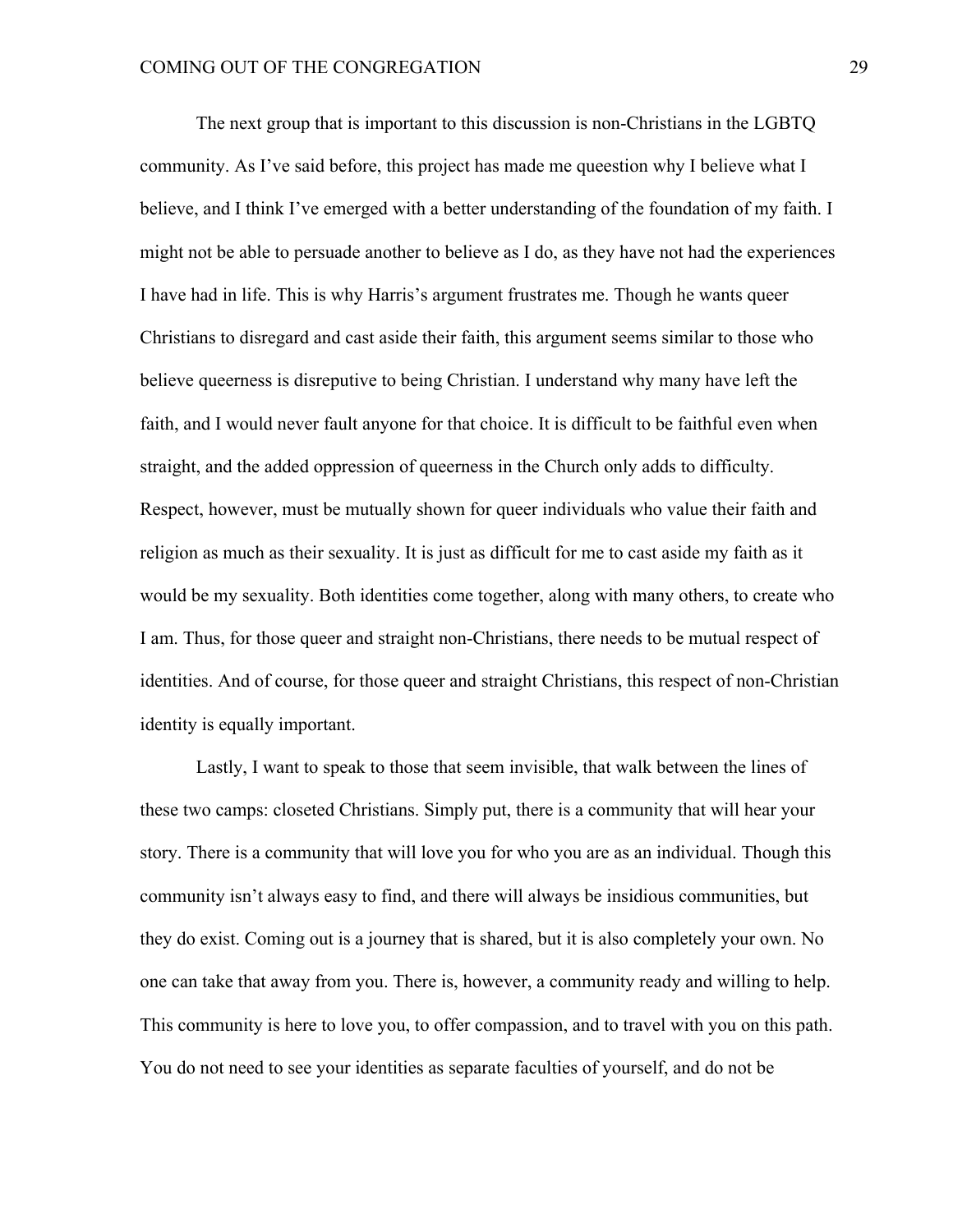The next group that is important to this discussion is non-Christians in the LGBTQ community. As I've said before, this project has made me queestion why I believe what I believe, and I think I've emerged with a better understanding of the foundation of my faith. I might not be able to persuade another to believe as I do, as they have not had the experiences I have had in life. This is why Harris's argument frustrates me. Though he wants queer Christians to disregard and cast aside their faith, this argument seems similar to those who believe queerness is disreputive to being Christian. I understand why many have left the faith, and I would never fault anyone for that choice. It is difficult to be faithful even when straight, and the added oppression of queerness in the Church only adds to difficulty. Respect, however, must be mutually shown for queer individuals who value their faith and religion as much as their sexuality. It is just as difficult for me to cast aside my faith as it would be my sexuality. Both identities come together, along with many others, to create who I am. Thus, for those queer and straight non-Christians, there needs to be mutual respect of identities. And of course, for those queer and straight Christians, this respect of non-Christian identity is equally important.

Lastly, I want to speak to those that seem invisible, that walk between the lines of these two camps: closeted Christians. Simply put, there is a community that will hear your story. There is a community that will love you for who you are as an individual. Though this community isn't always easy to find, and there will always be insidious communities, but they do exist. Coming out is a journey that is shared, but it is also completely your own. No one can take that away from you. There is, however, a community ready and willing to help. This community is here to love you, to offer compassion, and to travel with you on this path. You do not need to see your identities as separate faculties of yourself, and do not be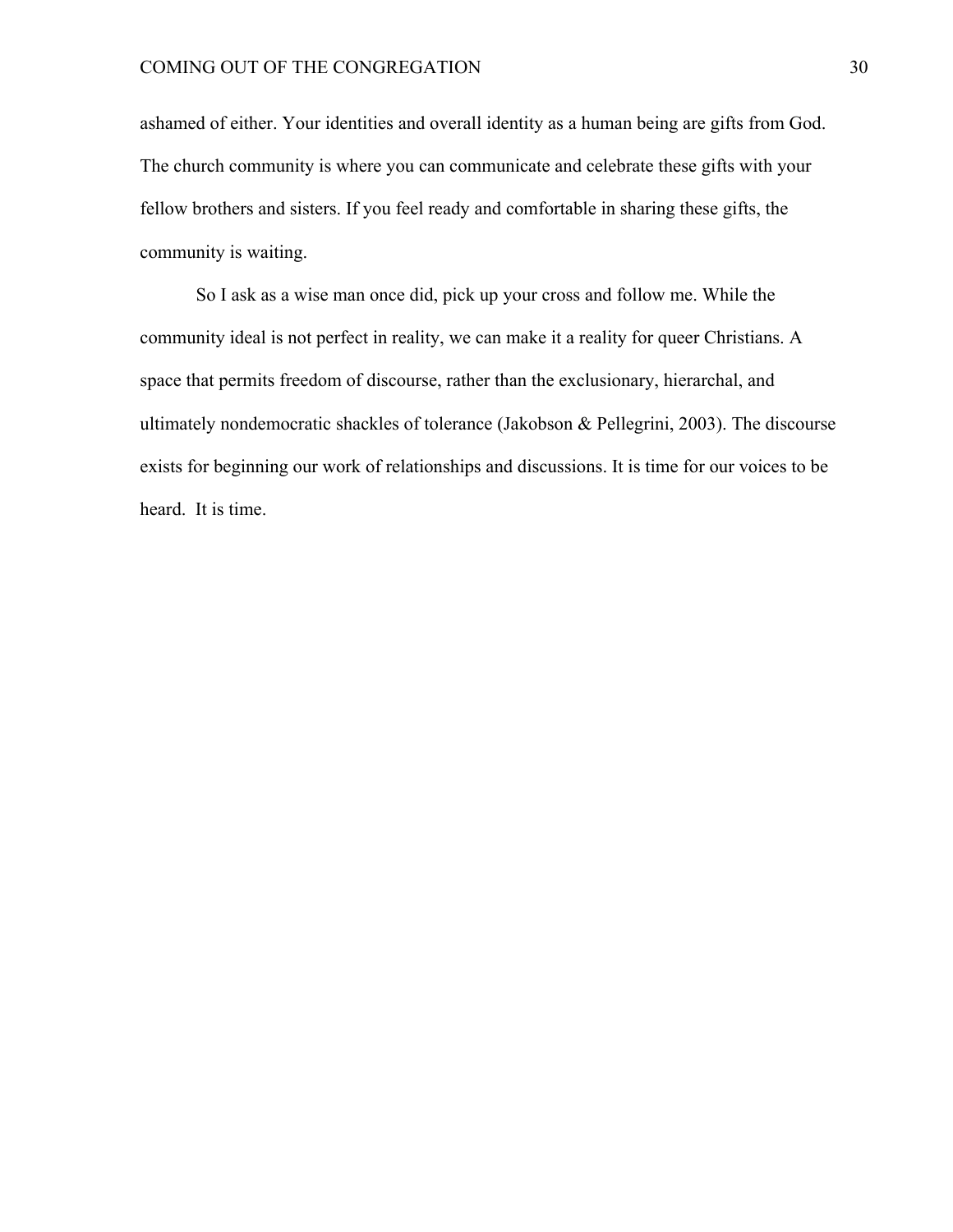ashamed of either. Your identities and overall identity as a human being are gifts from God. The church community is where you can communicate and celebrate these gifts with your fellow brothers and sisters. If you feel ready and comfortable in sharing these gifts, the community is waiting.

So I ask as a wise man once did, pick up your cross and follow me. While the community ideal is not perfect in reality, we can make it a reality for queer Christians. A space that permits freedom of discourse, rather than the exclusionary, hierarchal, and ultimately nondemocratic shackles of tolerance (Jakobson & Pellegrini, 2003). The discourse exists for beginning our work of relationships and discussions. It is time for our voices to be heard. It is time.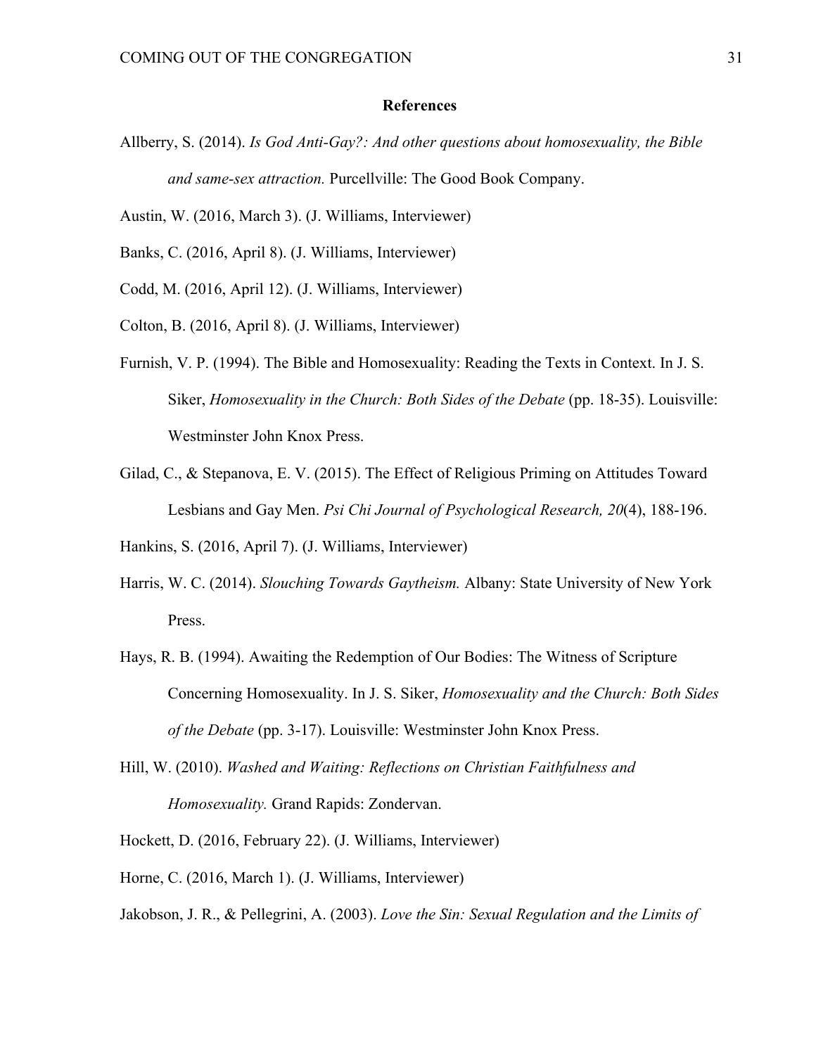**References**

Allberry, S. (2014). *Is God Anti-Gay?: And other questions about homosexuality, the Bible and same-sex attraction.* Purcellville: The Good Book Company.

Austin, W. (2016, March 3). (J. Williams, Interviewer)

Banks, C. (2016, April 8). (J. Williams, Interviewer)

Codd, M. (2016, April 12). (J. Williams, Interviewer)

Colton, B. (2016, April 8). (J. Williams, Interviewer)

Furnish, V. P. (1994). The Bible and Homosexuality: Reading the Texts in Context. In J. S. Siker, *Homosexuality in the Church: Both Sides of the Debate* (pp. 18-35). Louisville: Westminster John Knox Press.

Gilad, C., & Stepanova, E. V. (2015). The Effect of Religious Priming on Attitudes Toward Lesbians and Gay Men. *Psi Chi Journal of Psychological Research, 20*(4), 188-196.

Hankins, S. (2016, April 7). (J. Williams, Interviewer)

Harris, W. C. (2014). *Slouching Towards Gaytheism.* Albany: State University of New York Press.

Hays, R. B. (1994). Awaiting the Redemption of Our Bodies: The Witness of Scripture Concerning Homosexuality. In J. S. Siker, *Homosexuality and the Church: Both Sides of the Debate* (pp. 3-17). Louisville: Westminster John Knox Press.

Hill, W. (2010). *Washed and Waiting: Reflections on Christian Faithfulness and Homosexuality.* Grand Rapids: Zondervan.

Hockett, D. (2016, February 22). (J. Williams, Interviewer)

Horne, C. (2016, March 1). (J. Williams, Interviewer)

Jakobson, J. R., & Pellegrini, A. (2003). *Love the Sin: Sexual Regulation and the Limits of*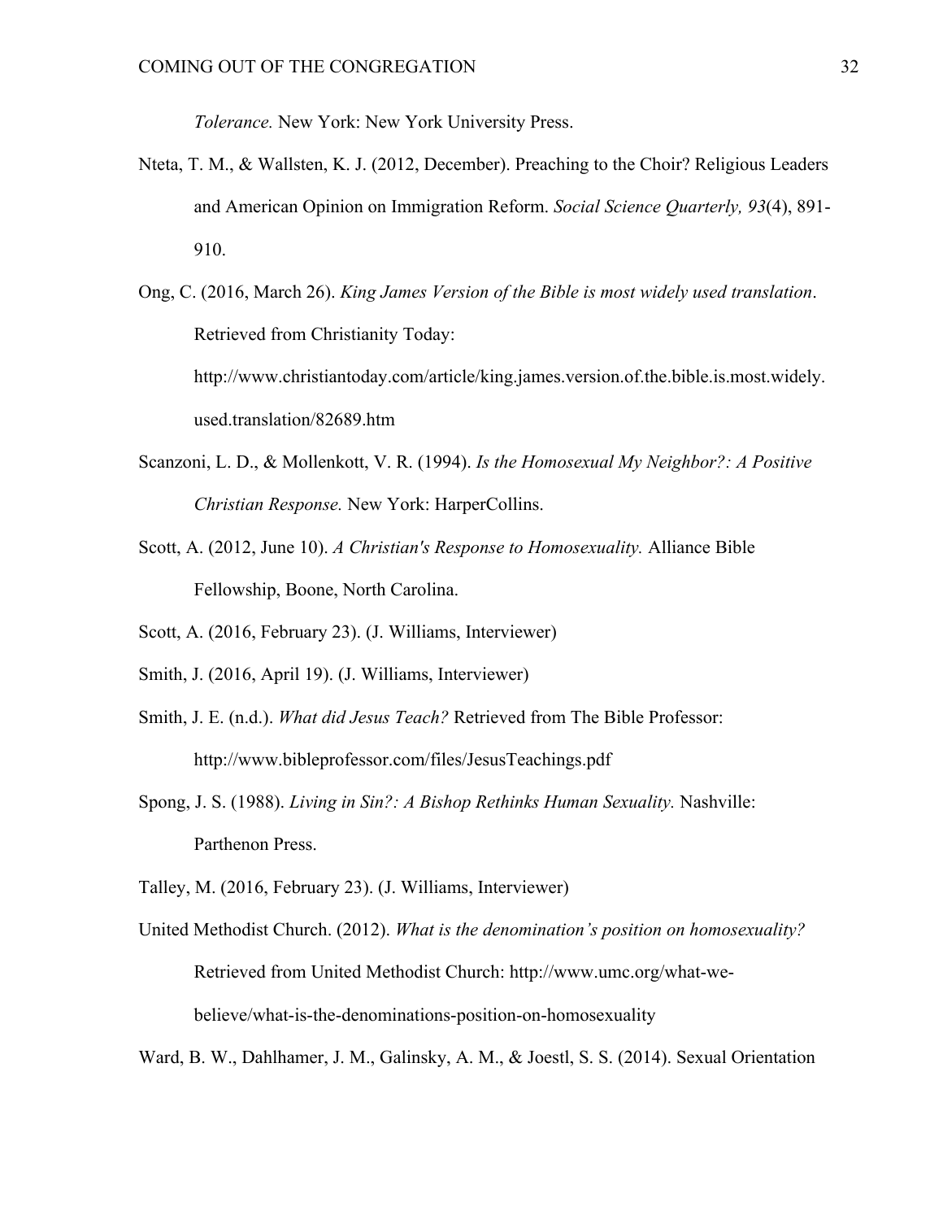*Tolerance.* New York: New York University Press.

Nteta, T. M., & Wallsten, K. J. (2012, December). Preaching to the Choir? Religious Leaders and American Opinion on Immigration Reform. *Social Science Quarterly, 93*(4), 891-910.

Ong, C. (2016, March 26). *King James Version of the Bible is most widely used translation*. Retrieved from Christianity Today: http://www.christiantoday.com/article/king.james.version.of.the.bible.is.most.widely.used.translation/82689.htm

Scanzoni, L. D., & Mollenkott, V. R. (1994). *Is the Homosexual My Neighbor?: A Positive Christian Response.* New York: HarperCollins.

Scott, A. (2012, June 10). *A Christian's Response to Homosexuality.* Alliance Bible Fellowship, Boone, North Carolina.

Scott, A. (2016, February 23). (J. Williams, Interviewer)

Smith, J. (2016, April 19). (J. Williams, Interviewer)

Smith, J. E. (n.d.). *What did Jesus Teach?* Retrieved from The Bible Professor: http://www.bibleprofessor.com/files/JesusTeachings.pdf

Spong, J. S. (1988). *Living in Sin?: A Bishop Rethinks Human Sexuality.* Nashville: Parthenon Press.

Talley, M. (2016, February 23). (J. Williams, Interviewer)

United Methodist Church. (2012). *What is the denomination's position on homosexuality?* Retrieved from United Methodist Church: http://www.umc.org/what-we-believe/what-is-the-denominations-position-on-homosexuality

Ward, B. W., Dahlhamer, J. M., Galinsky, A. M., & Joestl, S. S. (2014). Sexual Orientation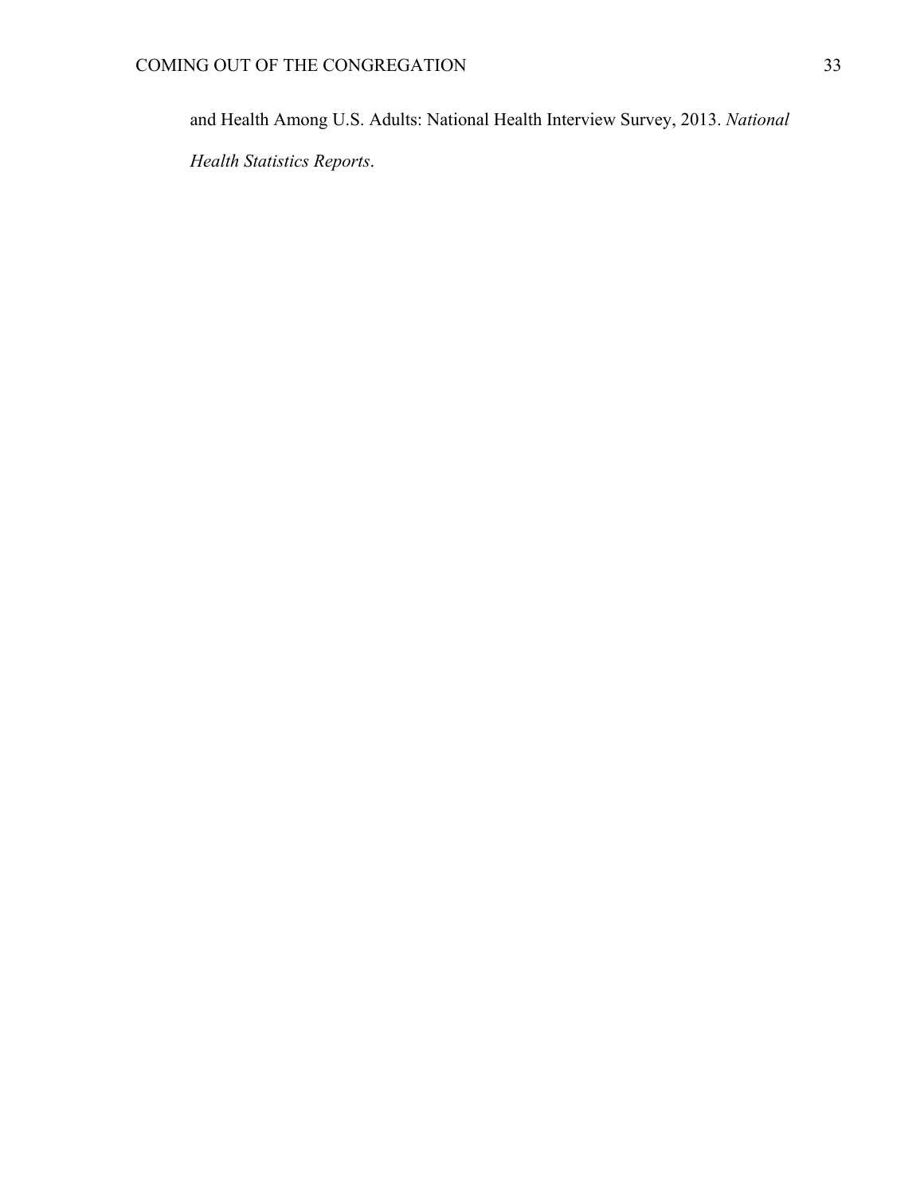and Health Among U.S. Adults: National Health Interview Survey, 2013. *National Health Statistics Reports*.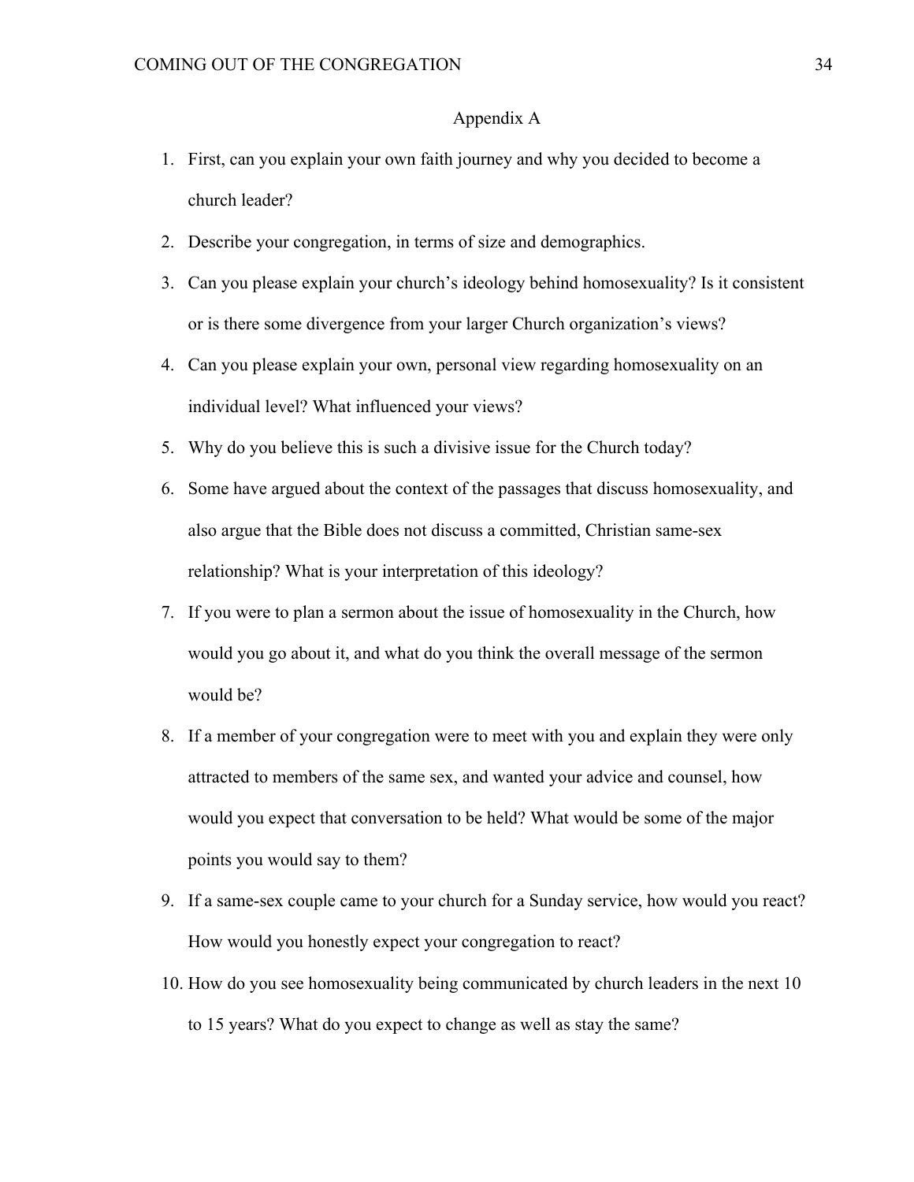# Appendix A

1. First, can you explain your own faith journey and why you decided to become a church leader?
2. Describe your congregation, in terms of size and demographics.
3. Can you please explain your church's ideology behind homosexuality? Is it consistent or is there some divergence from your larger Church organization's views?
4. Can you please explain your own, personal view regarding homosexuality on an individual level? What influenced your views?
5. Why do you believe this is such a divisive issue for the Church today?
6. Some have argued about the context of the passages that discuss homosexuality, and also argue that the Bible does not discuss a committed, Christian same-sex relationship? What is your interpretation of this ideology?
7. If you were to plan a sermon about the issue of homosexuality in the Church, how would you go about it, and what do you think the overall message of the sermon would be?
8. If a member of your congregation were to meet with you and explain they were only attracted to members of the same sex, and wanted your advice and counsel, how would you expect that conversation to be held? What would be some of the major points you would say to them?
9. If a same-sex couple came to your church for a Sunday service, how would you react? How would you honestly expect your congregation to react?
10. How do you see homosexuality being communicated by church leaders in the next 10 to 15 years? What do you expect to change as well as stay the same?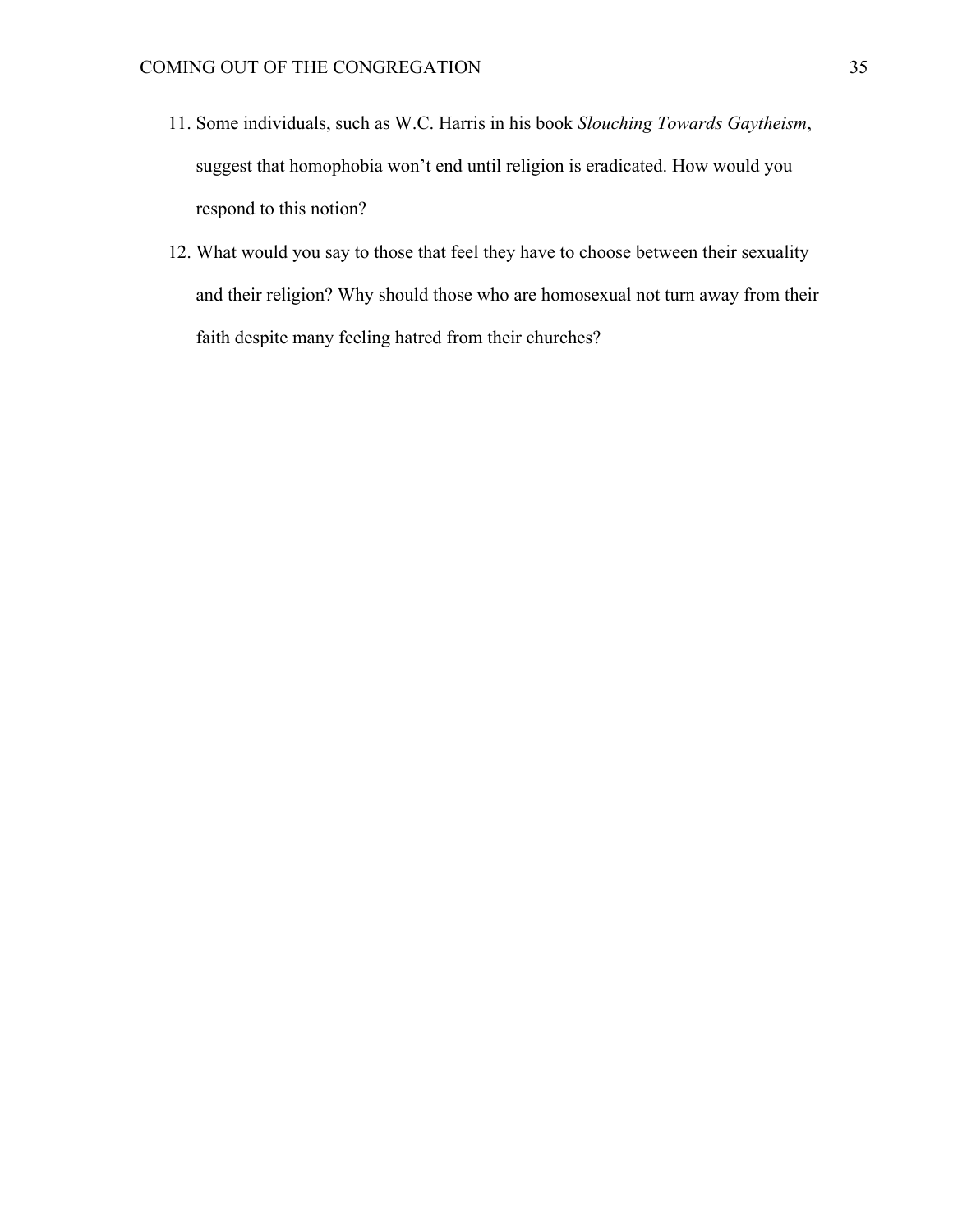11. Some individuals, such as W.C. Harris in his book *Slouching Towards Gaytheism*, suggest that homophobia won't end until religion is eradicated. How would you respond to this notion?
12. What would you say to those that feel they have to choose between their sexuality and their religion? Why should those who are homosexual not turn away from their faith despite many feeling hatred from their churches?